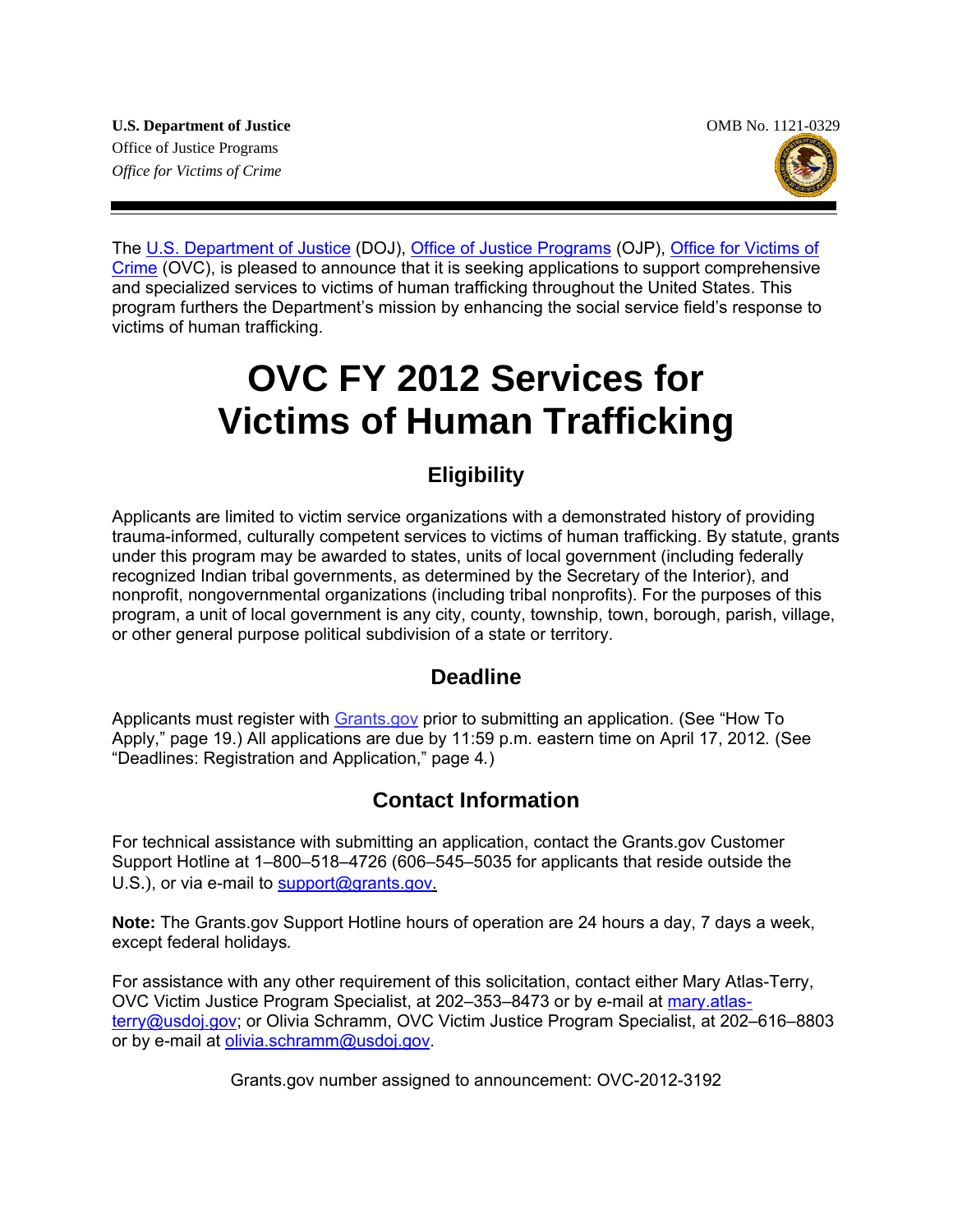**U.S. Department of Justice**
Office of Justice Programs
*Office for Victims of Crime*

OMB No. 1121-0329

The U.S. Department of Justice (DOJ), Office of Justice Programs (OJP), Office for Victims of Crime (OVC), is pleased to announce that it is seeking applications to support comprehensive and specialized services to victims of human trafficking throughout the United States. This program furthers the Department's mission by enhancing the social service field's response to victims of human trafficking.

# OVC FY 2012 Services for Victims of Human Trafficking

## Eligibility

Applicants are limited to victim service organizations with a demonstrated history of providing trauma-informed, culturally competent services to victims of human trafficking. By statute, grants under this program may be awarded to states, units of local government (including federally recognized Indian tribal governments, as determined by the Secretary of the Interior), and nonprofit, nongovernmental organizations (including tribal nonprofits). For the purposes of this program, a unit of local government is any city, county, township, town, borough, parish, village, or other general purpose political subdivision of a state or territory.

## Deadline

Applicants must register with Grants.gov prior to submitting an application. (See "How To Apply," page 19.) All applications are due by 11:59 p.m. eastern time on April 17, 2012. (See "Deadlines: Registration and Application," page 4.)

## Contact Information

For technical assistance with submitting an application, contact the Grants.gov Customer Support Hotline at 1–800–518–4726 (606–545–5035 for applicants that reside outside the U.S.), or via e-mail to support@grants.gov.

**Note:** The Grants.gov Support Hotline hours of operation are 24 hours a day, 7 days a week, except federal holidays*.*

For assistance with any other requirement of this solicitation, contact either Mary Atlas-Terry, OVC Victim Justice Program Specialist, at 202–353–8473 or by e-mail at mary.atlas-terry@usdoj.gov; or Olivia Schramm, OVC Victim Justice Program Specialist, at 202–616–8803 or by e-mail at olivia.schramm@usdoj.gov.

Grants.gov number assigned to announcement: OVC-2012-3192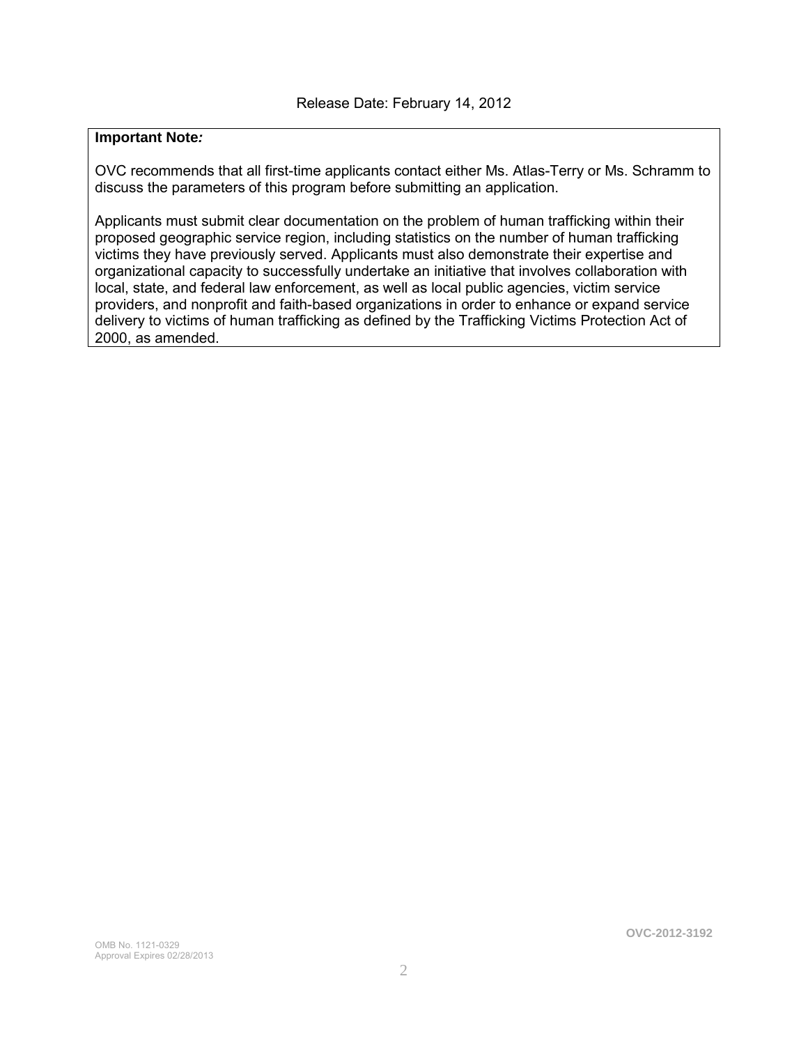Release Date: February 14, 2012

**Important Note:**

OVC recommends that all first-time applicants contact either Ms. Atlas-Terry or Ms. Schramm to discuss the parameters of this program before submitting an application.

Applicants must submit clear documentation on the problem of human trafficking within their proposed geographic service region, including statistics on the number of human trafficking victims they have previously served. Applicants must also demonstrate their expertise and organizational capacity to successfully undertake an initiative that involves collaboration with local, state, and federal law enforcement, as well as local public agencies, victim service providers, and nonprofit and faith-based organizations in order to enhance or expand service delivery to victims of human trafficking as defined by the Trafficking Victims Protection Act of 2000, as amended.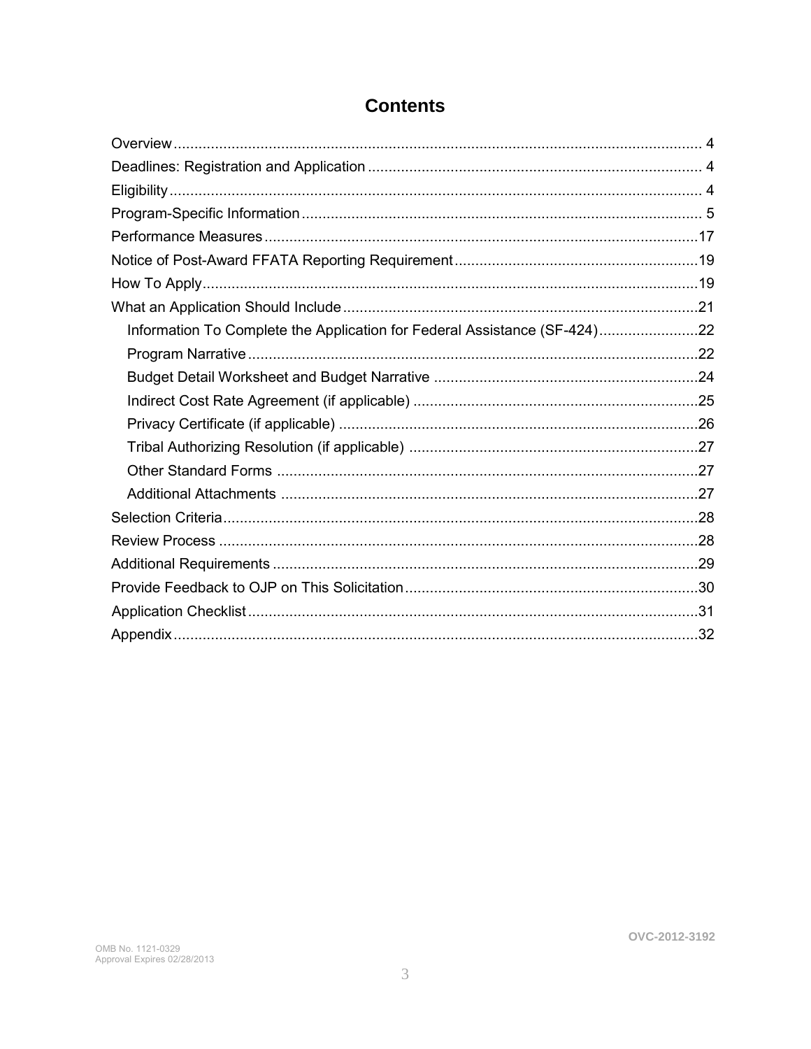# Contents

- Overview ................................................................. 4
- Deadlines: Registration and Application ................................. 4
- Eligibility .............................................................. 4
- Program-Specific Information ............................................. 5
- Performance Measures .................................................... 17
- Notice of Post-Award FFATA Reporting Requirement ........................ 19
- How To Apply ............................................................ 19
- What an Application Should Include ...................................... 21
  - Information To Complete the Application for Federal Assistance (SF-424) ........................ 22
  - Program Narrative ..................................................... 22
  - Budget Detail Worksheet and Budget Narrative .......................... 24
  - Indirect Cost Rate Agreement (if applicable) .......................... 25
  - Privacy Certificate (if applicable) ................................... 26
  - Tribal Authorizing Resolution (if applicable) ......................... 27
  - Other Standard Forms .................................................. 27
  - Additional Attachments ................................................ 27
- Selection Criteria ...................................................... 28
- Review Process .......................................................... 28
- Additional Requirements ................................................. 29
- Provide Feedback to OJP on This Solicitation ............................ 30
- Application Checklist ................................................... 31
- Appendix ................................................................ 32

OMB No. 1121-0329
Approval Expires 02/28/2013

OVC-2012-3192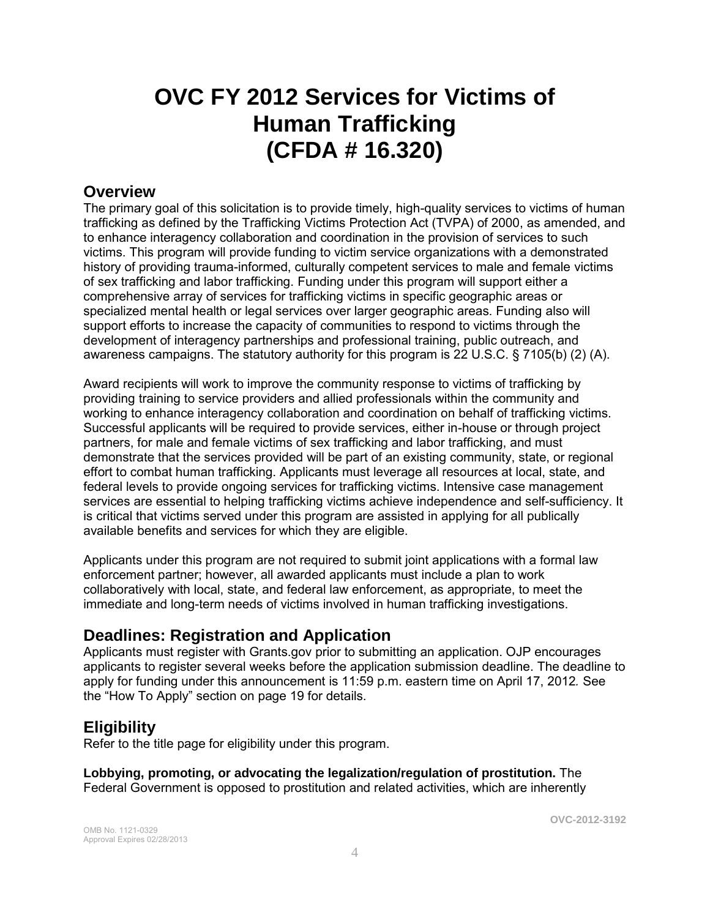# OVC FY 2012 Services for Victims of Human Trafficking (CFDA # 16.320)

## Overview

The primary goal of this solicitation is to provide timely, high-quality services to victims of human trafficking as defined by the Trafficking Victims Protection Act (TVPA) of 2000, as amended, and to enhance interagency collaboration and coordination in the provision of services to such victims. This program will provide funding to victim service organizations with a demonstrated history of providing trauma-informed, culturally competent services to male and female victims of sex trafficking and labor trafficking. Funding under this program will support either a comprehensive array of services for trafficking victims in specific geographic areas or specialized mental health or legal services over larger geographic areas. Funding also will support efforts to increase the capacity of communities to respond to victims through the development of interagency partnerships and professional training, public outreach, and awareness campaigns. The statutory authority for this program is 22 U.S.C. § 7105(b) (2) (A).

Award recipients will work to improve the community response to victims of trafficking by providing training to service providers and allied professionals within the community and working to enhance interagency collaboration and coordination on behalf of trafficking victims. Successful applicants will be required to provide services, either in-house or through project partners, for male and female victims of sex trafficking and labor trafficking, and must demonstrate that the services provided will be part of an existing community, state, or regional effort to combat human trafficking. Applicants must leverage all resources at local, state, and federal levels to provide ongoing services for trafficking victims. Intensive case management services are essential to helping trafficking victims achieve independence and self-sufficiency. It is critical that victims served under this program are assisted in applying for all publically available benefits and services for which they are eligible.

Applicants under this program are not required to submit joint applications with a formal law enforcement partner; however, all awarded applicants must include a plan to work collaboratively with local, state, and federal law enforcement, as appropriate, to meet the immediate and long-term needs of victims involved in human trafficking investigations.

## Deadlines: Registration and Application

Applicants must register with Grants.gov prior to submitting an application. OJP encourages applicants to register several weeks before the application submission deadline. The deadline to apply for funding under this announcement is 11:59 p.m. eastern time on April 17, 2012. See the "How To Apply" section on page 19 for details.

## Eligibility

Refer to the title page for eligibility under this program.

**Lobbying, promoting, or advocating the legalization/regulation of prostitution.** The Federal Government is opposed to prostitution and related activities, which are inherently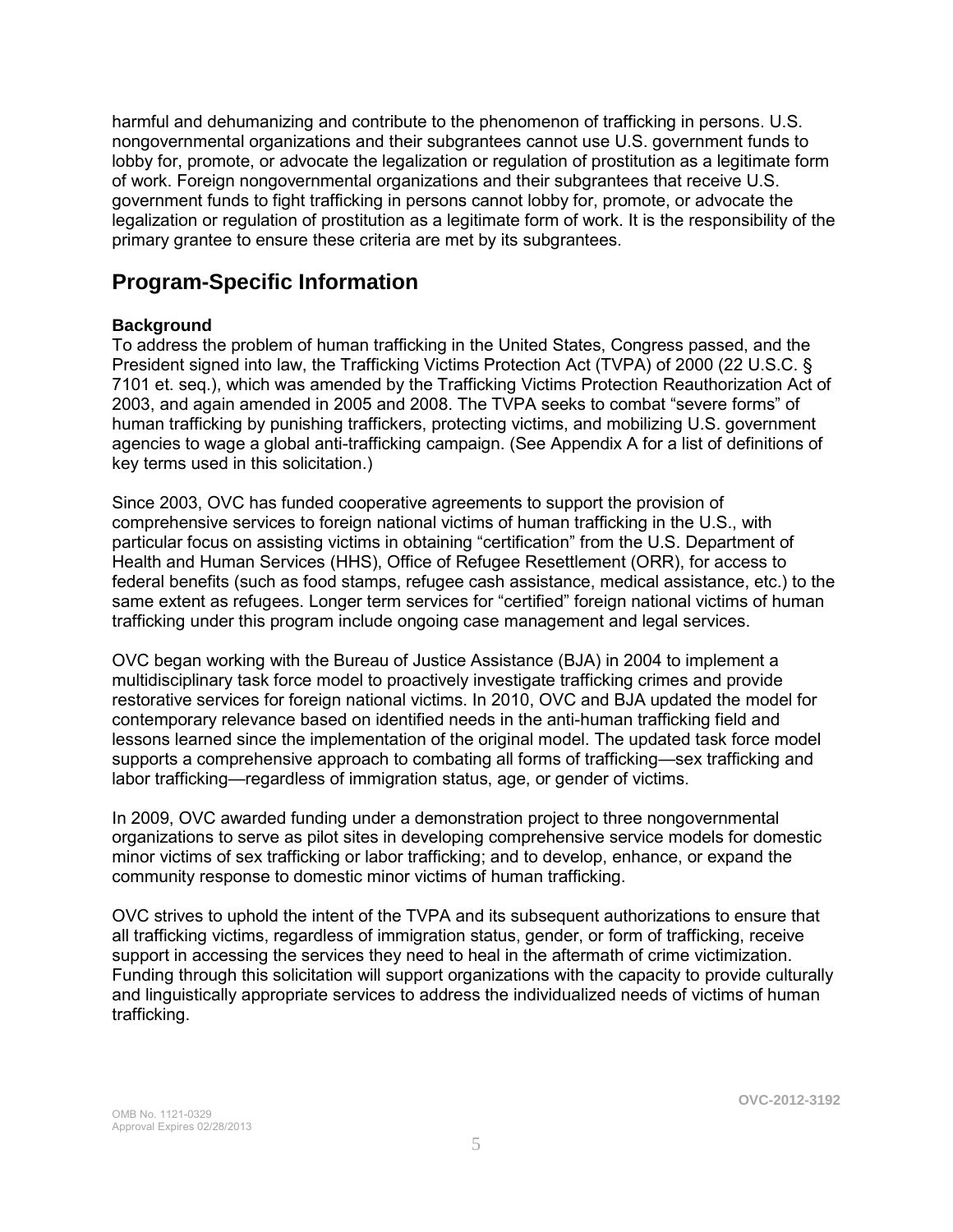harmful and dehumanizing and contribute to the phenomenon of trafficking in persons. U.S. nongovernmental organizations and their subgrantees cannot use U.S. government funds to lobby for, promote, or advocate the legalization or regulation of prostitution as a legitimate form of work. Foreign nongovernmental organizations and their subgrantees that receive U.S. government funds to fight trafficking in persons cannot lobby for, promote, or advocate the legalization or regulation of prostitution as a legitimate form of work. It is the responsibility of the primary grantee to ensure these criteria are met by its subgrantees.

## Program-Specific Information

**Background**

To address the problem of human trafficking in the United States, Congress passed, and the President signed into law, the Trafficking Victims Protection Act (TVPA) of 2000 (22 U.S.C. § 7101 et. seq.), which was amended by the Trafficking Victims Protection Reauthorization Act of 2003, and again amended in 2005 and 2008. The TVPA seeks to combat "severe forms" of human trafficking by punishing traffickers, protecting victims, and mobilizing U.S. government agencies to wage a global anti-trafficking campaign. (See Appendix A for a list of definitions of key terms used in this solicitation.)

Since 2003, OVC has funded cooperative agreements to support the provision of comprehensive services to foreign national victims of human trafficking in the U.S., with particular focus on assisting victims in obtaining "certification" from the U.S. Department of Health and Human Services (HHS), Office of Refugee Resettlement (ORR), for access to federal benefits (such as food stamps, refugee cash assistance, medical assistance, etc.) to the same extent as refugees. Longer term services for "certified" foreign national victims of human trafficking under this program include ongoing case management and legal services.

OVC began working with the Bureau of Justice Assistance (BJA) in 2004 to implement a multidisciplinary task force model to proactively investigate trafficking crimes and provide restorative services for foreign national victims. In 2010, OVC and BJA updated the model for contemporary relevance based on identified needs in the anti-human trafficking field and lessons learned since the implementation of the original model. The updated task force model supports a comprehensive approach to combating all forms of trafficking—sex trafficking and labor trafficking—regardless of immigration status, age, or gender of victims.

In 2009, OVC awarded funding under a demonstration project to three nongovernmental organizations to serve as pilot sites in developing comprehensive service models for domestic minor victims of sex trafficking or labor trafficking; and to develop, enhance, or expand the community response to domestic minor victims of human trafficking.

OVC strives to uphold the intent of the TVPA and its subsequent authorizations to ensure that all trafficking victims, regardless of immigration status, gender, or form of trafficking, receive support in accessing the services they need to heal in the aftermath of crime victimization. Funding through this solicitation will support organizations with the capacity to provide culturally and linguistically appropriate services to address the individualized needs of victims of human trafficking.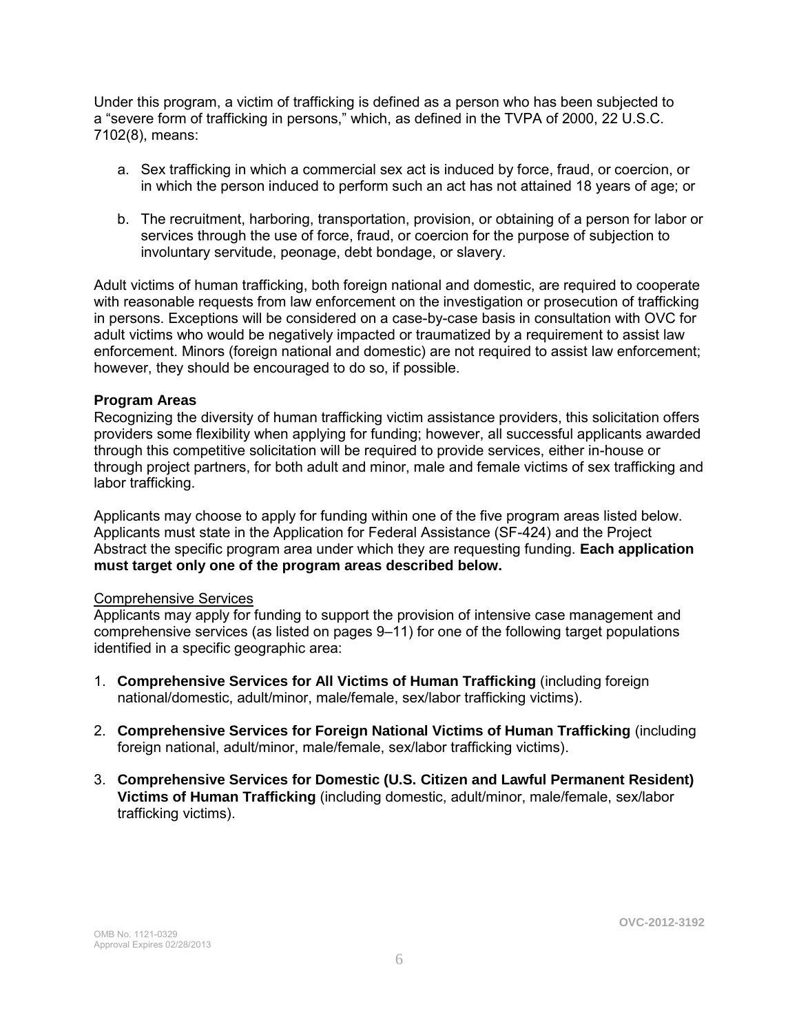Under this program, a victim of trafficking is defined as a person who has been subjected to a "severe form of trafficking in persons," which, as defined in the TVPA of 2000, 22 U.S.C. 7102(8), means:

a. Sex trafficking in which a commercial sex act is induced by force, fraud, or coercion, or in which the person induced to perform such an act has not attained 18 years of age; or

b. The recruitment, harboring, transportation, provision, or obtaining of a person for labor or services through the use of force, fraud, or coercion for the purpose of subjection to involuntary servitude, peonage, debt bondage, or slavery.

Adult victims of human trafficking, both foreign national and domestic, are required to cooperate with reasonable requests from law enforcement on the investigation or prosecution of trafficking in persons. Exceptions will be considered on a case-by-case basis in consultation with OVC for adult victims who would be negatively impacted or traumatized by a requirement to assist law enforcement. Minors (foreign national and domestic) are not required to assist law enforcement; however, they should be encouraged to do so, if possible.

**Program Areas**

Recognizing the diversity of human trafficking victim assistance providers, this solicitation offers providers some flexibility when applying for funding; however, all successful applicants awarded through this competitive solicitation will be required to provide services, either in-house or through project partners, for both adult and minor, male and female victims of sex trafficking and labor trafficking.

Applicants may choose to apply for funding within one of the five program areas listed below. Applicants must state in the Application for Federal Assistance (SF-424) and the Project Abstract the specific program area under which they are requesting funding. **Each application must target only one of the program areas described below.**

Comprehensive Services

Applicants may apply for funding to support the provision of intensive case management and comprehensive services (as listed on pages 9–11) for one of the following target populations identified in a specific geographic area:

1. **Comprehensive Services for All Victims of Human Trafficking** (including foreign national/domestic, adult/minor, male/female, sex/labor trafficking victims).

2. **Comprehensive Services for Foreign National Victims of Human Trafficking** (including foreign national, adult/minor, male/female, sex/labor trafficking victims).

3. **Comprehensive Services for Domestic (U.S. Citizen and Lawful Permanent Resident) Victims of Human Trafficking** (including domestic, adult/minor, male/female, sex/labor trafficking victims).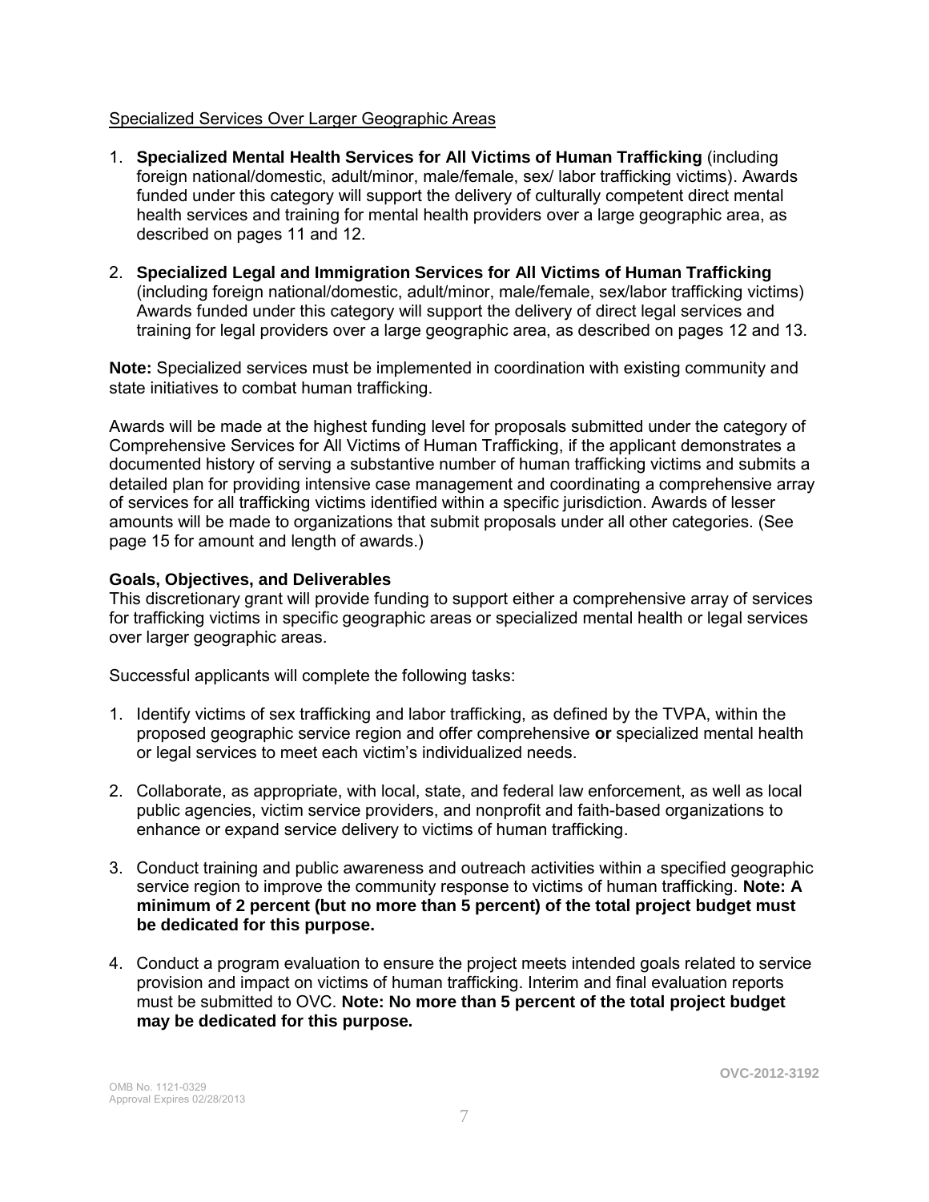Specialized Services Over Larger Geographic Areas

1. **Specialized Mental Health Services for All Victims of Human Trafficking** (including foreign national/domestic, adult/minor, male/female, sex/ labor trafficking victims). Awards funded under this category will support the delivery of culturally competent direct mental health services and training for mental health providers over a large geographic area, as described on pages 11 and 12.

2. **Specialized Legal and Immigration Services for All Victims of Human Trafficking** (including foreign national/domestic, adult/minor, male/female, sex/labor trafficking victims) Awards funded under this category will support the delivery of direct legal services and training for legal providers over a large geographic area, as described on pages 12 and 13.

**Note:** Specialized services must be implemented in coordination with existing community and state initiatives to combat human trafficking.

Awards will be made at the highest funding level for proposals submitted under the category of Comprehensive Services for All Victims of Human Trafficking, if the applicant demonstrates a documented history of serving a substantive number of human trafficking victims and submits a detailed plan for providing intensive case management and coordinating a comprehensive array of services for all trafficking victims identified within a specific jurisdiction. Awards of lesser amounts will be made to organizations that submit proposals under all other categories. (See page 15 for amount and length of awards.)

**Goals, Objectives, and Deliverables**

This discretionary grant will provide funding to support either a comprehensive array of services for trafficking victims in specific geographic areas or specialized mental health or legal services over larger geographic areas.

Successful applicants will complete the following tasks:

1. Identify victims of sex trafficking and labor trafficking, as defined by the TVPA, within the proposed geographic service region and offer comprehensive **or** specialized mental health or legal services to meet each victim's individualized needs.

2. Collaborate, as appropriate, with local, state, and federal law enforcement, as well as local public agencies, victim service providers, and nonprofit and faith-based organizations to enhance or expand service delivery to victims of human trafficking.

3. Conduct training and public awareness and outreach activities within a specified geographic service region to improve the community response to victims of human trafficking. **Note: A minimum of 2 percent (but no more than 5 percent) of the total project budget must be dedicated for this purpose.**

4. Conduct a program evaluation to ensure the project meets intended goals related to service provision and impact on victims of human trafficking. Interim and final evaluation reports must be submitted to OVC. **Note: No more than 5 percent of the total project budget may be dedicated for this purpose.**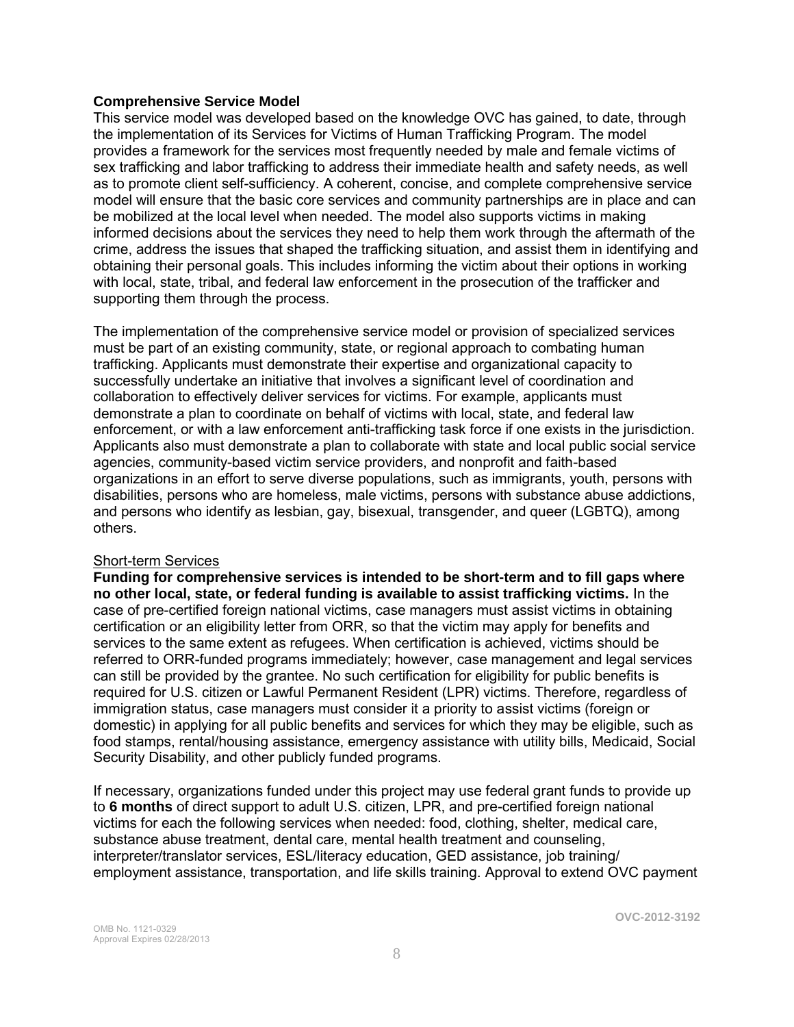**Comprehensive Service Model**

This service model was developed based on the knowledge OVC has gained, to date, through the implementation of its Services for Victims of Human Trafficking Program. The model provides a framework for the services most frequently needed by male and female victims of sex trafficking and labor trafficking to address their immediate health and safety needs, as well as to promote client self-sufficiency. A coherent, concise, and complete comprehensive service model will ensure that the basic core services and community partnerships are in place and can be mobilized at the local level when needed. The model also supports victims in making informed decisions about the services they need to help them work through the aftermath of the crime, address the issues that shaped the trafficking situation, and assist them in identifying and obtaining their personal goals. This includes informing the victim about their options in working with local, state, tribal, and federal law enforcement in the prosecution of the trafficker and supporting them through the process.

The implementation of the comprehensive service model or provision of specialized services must be part of an existing community, state, or regional approach to combating human trafficking. Applicants must demonstrate their expertise and organizational capacity to successfully undertake an initiative that involves a significant level of coordination and collaboration to effectively deliver services for victims. For example, applicants must demonstrate a plan to coordinate on behalf of victims with local, state, and federal law enforcement, or with a law enforcement anti-trafficking task force if one exists in the jurisdiction. Applicants also must demonstrate a plan to collaborate with state and local public social service agencies, community-based victim service providers, and nonprofit and faith-based organizations in an effort to serve diverse populations, such as immigrants, youth, persons with disabilities, persons who are homeless, male victims, persons with substance abuse addictions, and persons who identify as lesbian, gay, bisexual, transgender, and queer (LGBTQ), among others.

Short-term Services

**Funding for comprehensive services is intended to be short-term and to fill gaps where no other local, state, or federal funding is available to assist trafficking victims.** In the case of pre-certified foreign national victims, case managers must assist victims in obtaining certification or an eligibility letter from ORR, so that the victim may apply for benefits and services to the same extent as refugees. When certification is achieved, victims should be referred to ORR-funded programs immediately; however, case management and legal services can still be provided by the grantee. No such certification for eligibility for public benefits is required for U.S. citizen or Lawful Permanent Resident (LPR) victims. Therefore, regardless of immigration status, case managers must consider it a priority to assist victims (foreign or domestic) in applying for all public benefits and services for which they may be eligible, such as food stamps, rental/housing assistance, emergency assistance with utility bills, Medicaid, Social Security Disability, and other publicly funded programs.

If necessary, organizations funded under this project may use federal grant funds to provide up to **6 months** of direct support to adult U.S. citizen, LPR, and pre-certified foreign national victims for each the following services when needed: food, clothing, shelter, medical care, substance abuse treatment, dental care, mental health treatment and counseling, interpreter/translator services, ESL/literacy education, GED assistance, job training/ employment assistance, transportation, and life skills training. Approval to extend OVC payment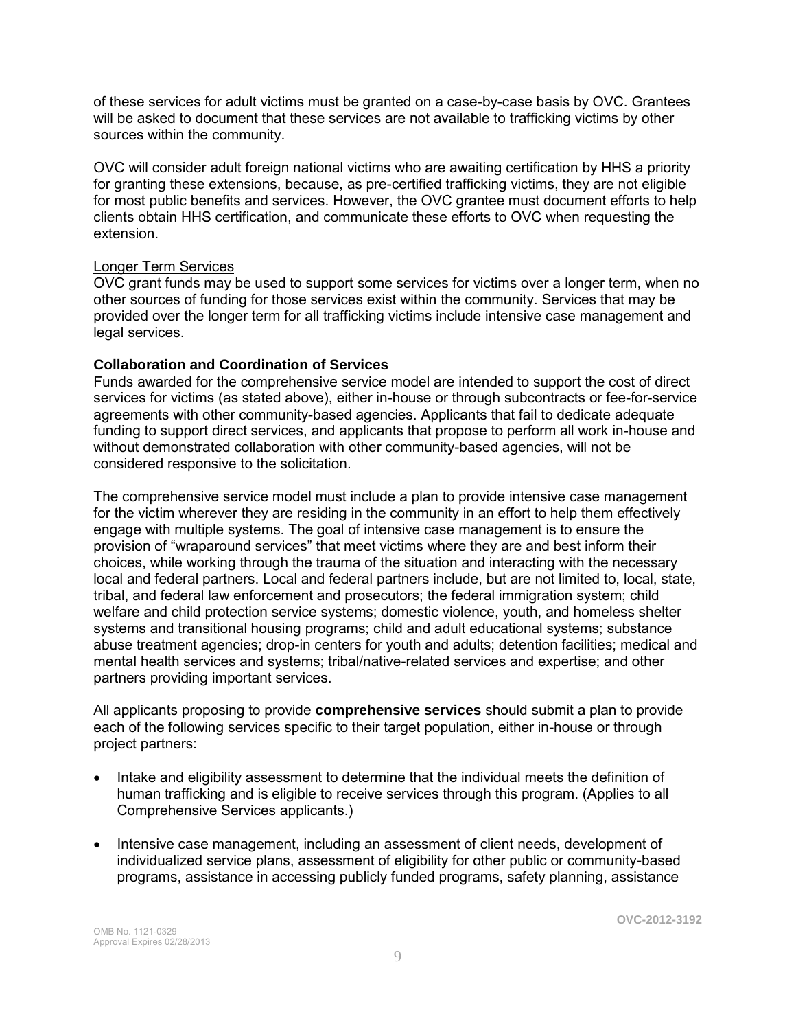of these services for adult victims must be granted on a case-by-case basis by OVC. Grantees will be asked to document that these services are not available to trafficking victims by other sources within the community.

OVC will consider adult foreign national victims who are awaiting certification by HHS a priority for granting these extensions, because, as pre-certified trafficking victims, they are not eligible for most public benefits and services. However, the OVC grantee must document efforts to help clients obtain HHS certification, and communicate these efforts to OVC when requesting the extension.

Longer Term Services

OVC grant funds may be used to support some services for victims over a longer term, when no other sources of funding for those services exist within the community. Services that may be provided over the longer term for all trafficking victims include intensive case management and legal services.

**Collaboration and Coordination of Services**

Funds awarded for the comprehensive service model are intended to support the cost of direct services for victims (as stated above), either in-house or through subcontracts or fee-for-service agreements with other community-based agencies. Applicants that fail to dedicate adequate funding to support direct services, and applicants that propose to perform all work in-house and without demonstrated collaboration with other community-based agencies, will not be considered responsive to the solicitation.

The comprehensive service model must include a plan to provide intensive case management for the victim wherever they are residing in the community in an effort to help them effectively engage with multiple systems. The goal of intensive case management is to ensure the provision of "wraparound services" that meet victims where they are and best inform their choices, while working through the trauma of the situation and interacting with the necessary local and federal partners. Local and federal partners include, but are not limited to, local, state, tribal, and federal law enforcement and prosecutors; the federal immigration system; child welfare and child protection service systems; domestic violence, youth, and homeless shelter systems and transitional housing programs; child and adult educational systems; substance abuse treatment agencies; drop-in centers for youth and adults; detention facilities; medical and mental health services and systems; tribal/native-related services and expertise; and other partners providing important services.

All applicants proposing to provide **comprehensive services** should submit a plan to provide each of the following services specific to their target population, either in-house or through project partners:

- Intake and eligibility assessment to determine that the individual meets the definition of human trafficking and is eligible to receive services through this program. (Applies to all Comprehensive Services applicants.)
- Intensive case management, including an assessment of client needs, development of individualized service plans, assessment of eligibility for other public or community-based programs, assistance in accessing publicly funded programs, safety planning, assistance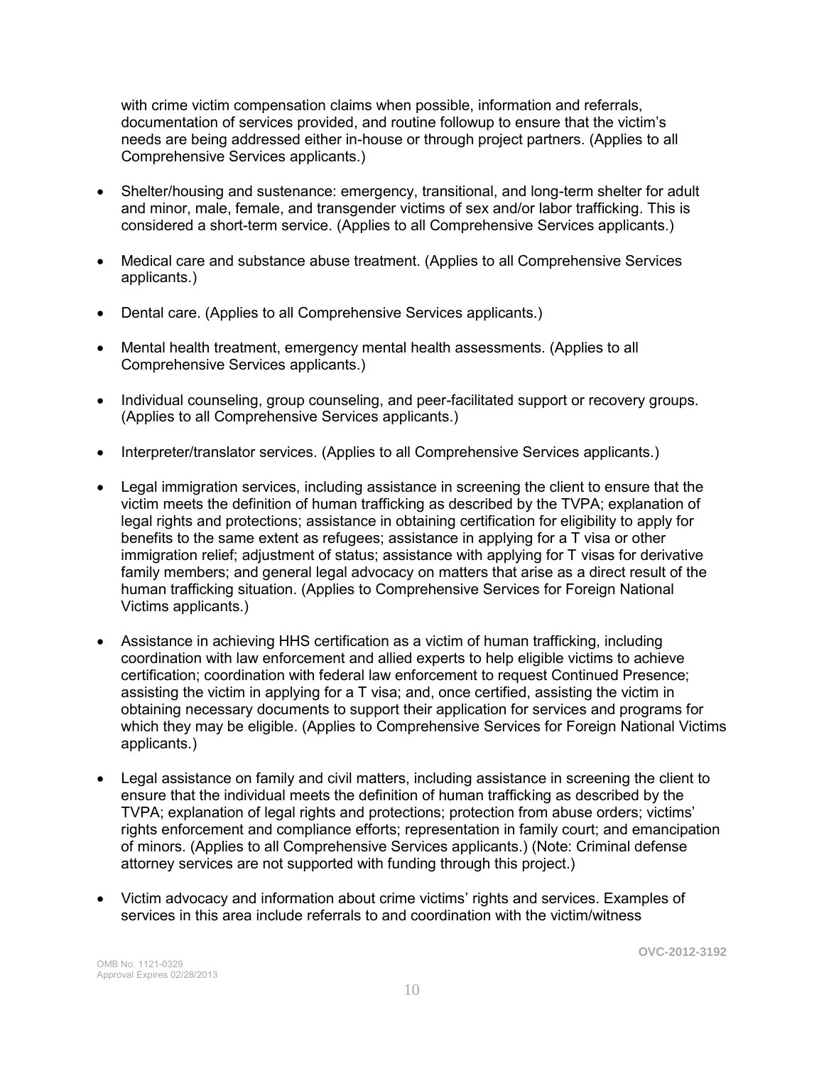with crime victim compensation claims when possible, information and referrals, documentation of services provided, and routine followup to ensure that the victim's needs are being addressed either in-house or through project partners. (Applies to all Comprehensive Services applicants.)

- Shelter/housing and sustenance: emergency, transitional, and long-term shelter for adult and minor, male, female, and transgender victims of sex and/or labor trafficking. This is considered a short-term service. (Applies to all Comprehensive Services applicants.)

- Medical care and substance abuse treatment. (Applies to all Comprehensive Services applicants.)

- Dental care. (Applies to all Comprehensive Services applicants.)

- Mental health treatment, emergency mental health assessments. (Applies to all Comprehensive Services applicants.)

- Individual counseling, group counseling, and peer-facilitated support or recovery groups. (Applies to all Comprehensive Services applicants.)

- Interpreter/translator services. (Applies to all Comprehensive Services applicants.)

- Legal immigration services, including assistance in screening the client to ensure that the victim meets the definition of human trafficking as described by the TVPA; explanation of legal rights and protections; assistance in obtaining certification for eligibility to apply for benefits to the same extent as refugees; assistance in applying for a T visa or other immigration relief; adjustment of status; assistance with applying for T visas for derivative family members; and general legal advocacy on matters that arise as a direct result of the human trafficking situation. (Applies to Comprehensive Services for Foreign National Victims applicants.)

- Assistance in achieving HHS certification as a victim of human trafficking, including coordination with law enforcement and allied experts to help eligible victims to achieve certification; coordination with federal law enforcement to request Continued Presence; assisting the victim in applying for a T visa; and, once certified, assisting the victim in obtaining necessary documents to support their application for services and programs for which they may be eligible. (Applies to Comprehensive Services for Foreign National Victims applicants.)

- Legal assistance on family and civil matters, including assistance in screening the client to ensure that the individual meets the definition of human trafficking as described by the TVPA; explanation of legal rights and protections; protection from abuse orders; victims' rights enforcement and compliance efforts; representation in family court; and emancipation of minors. (Applies to all Comprehensive Services applicants.) (Note: Criminal defense attorney services are not supported with funding through this project.)

- Victim advocacy and information about crime victims' rights and services. Examples of services in this area include referrals to and coordination with the victim/witness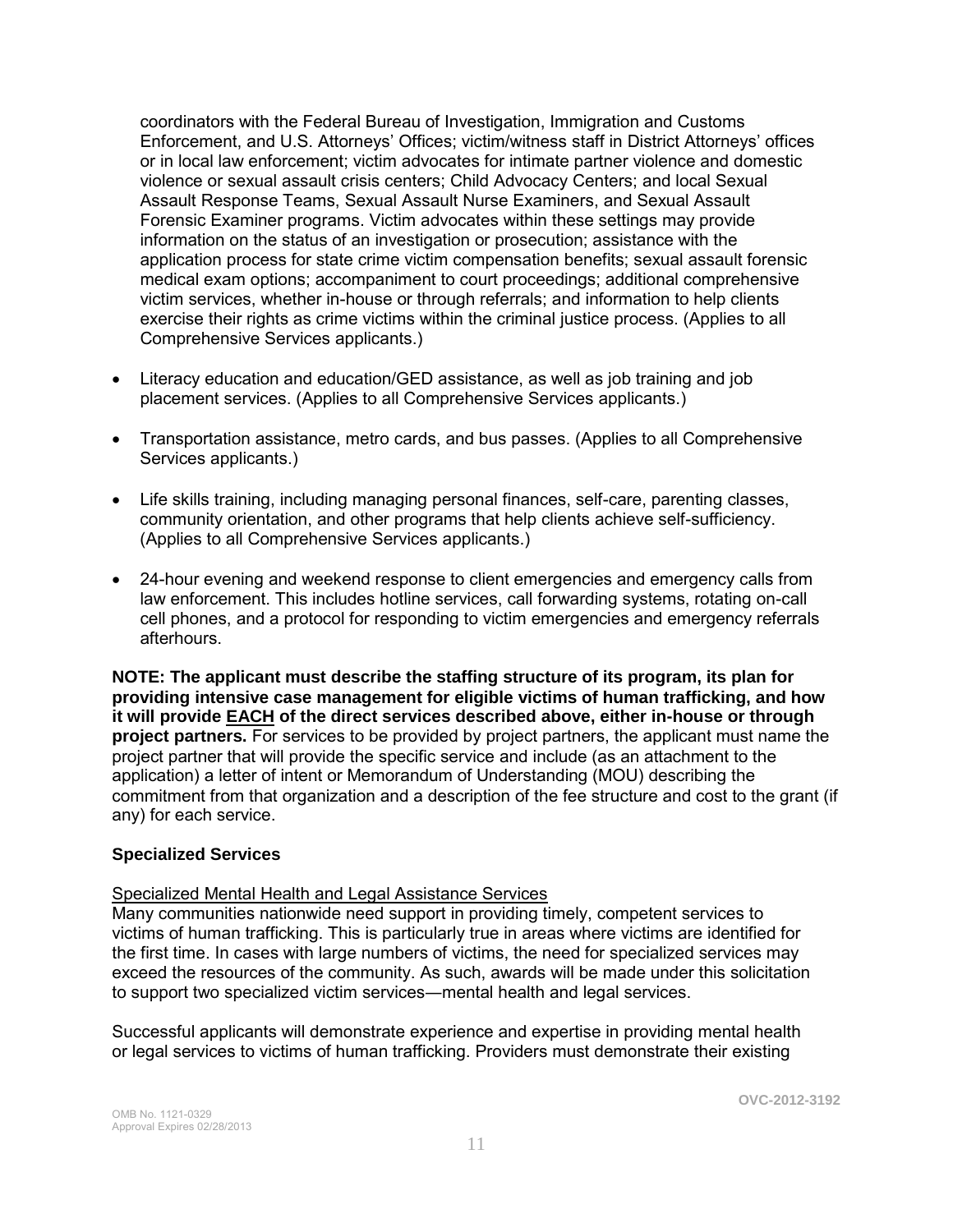coordinators with the Federal Bureau of Investigation, Immigration and Customs Enforcement, and U.S. Attorneys' Offices; victim/witness staff in District Attorneys' offices or in local law enforcement; victim advocates for intimate partner violence and domestic violence or sexual assault crisis centers; Child Advocacy Centers; and local Sexual Assault Response Teams, Sexual Assault Nurse Examiners, and Sexual Assault Forensic Examiner programs. Victim advocates within these settings may provide information on the status of an investigation or prosecution; assistance with the application process for state crime victim compensation benefits; sexual assault forensic medical exam options; accompaniment to court proceedings; additional comprehensive victim services, whether in-house or through referrals; and information to help clients exercise their rights as crime victims within the criminal justice process. (Applies to all Comprehensive Services applicants.)

- Literacy education and education/GED assistance, as well as job training and job placement services. (Applies to all Comprehensive Services applicants.)
- Transportation assistance, metro cards, and bus passes. (Applies to all Comprehensive Services applicants.)
- Life skills training, including managing personal finances, self-care, parenting classes, community orientation, and other programs that help clients achieve self-sufficiency. (Applies to all Comprehensive Services applicants.)
- 24-hour evening and weekend response to client emergencies and emergency calls from law enforcement. This includes hotline services, call forwarding systems, rotating on-call cell phones, and a protocol for responding to victim emergencies and emergency referrals afterhours.

**NOTE: The applicant must describe the staffing structure of its program, its plan for providing intensive case management for eligible victims of human trafficking, and how it will provide EACH of the direct services described above, either in-house or through project partners.** For services to be provided by project partners, the applicant must name the project partner that will provide the specific service and include (as an attachment to the application) a letter of intent or Memorandum of Understanding (MOU) describing the commitment from that organization and a description of the fee structure and cost to the grant (if any) for each service.

**Specialized Services**

Specialized Mental Health and Legal Assistance Services

Many communities nationwide need support in providing timely, competent services to victims of human trafficking. This is particularly true in areas where victims are identified for the first time. In cases with large numbers of victims, the need for specialized services may exceed the resources of the community. As such, awards will be made under this solicitation to support two specialized victim services—mental health and legal services.

Successful applicants will demonstrate experience and expertise in providing mental health or legal services to victims of human trafficking. Providers must demonstrate their existing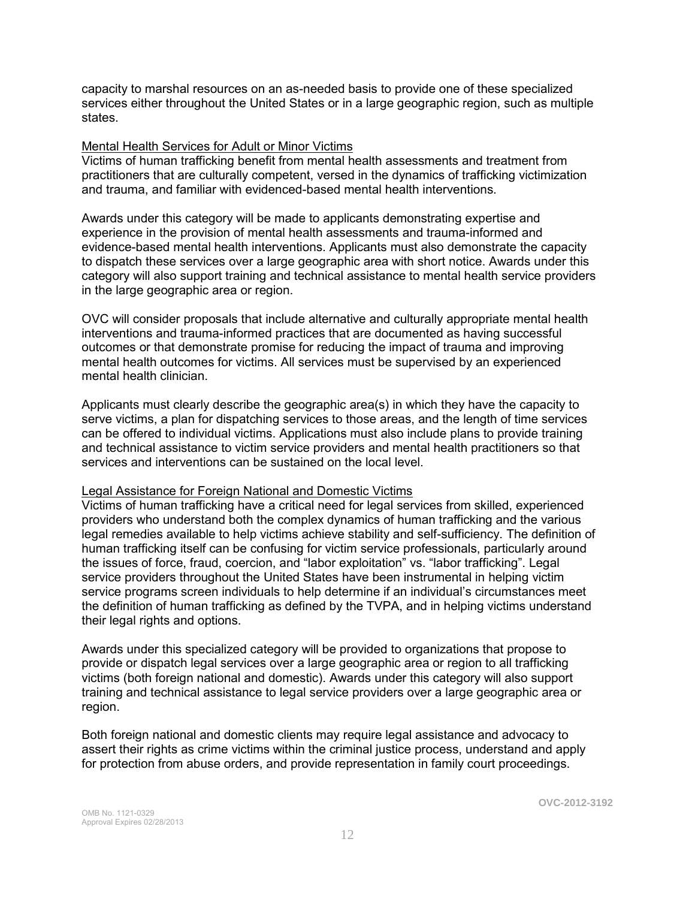capacity to marshal resources on an as-needed basis to provide one of these specialized services either throughout the United States or in a large geographic region, such as multiple states.

Mental Health Services for Adult or Minor Victims

Victims of human trafficking benefit from mental health assessments and treatment from practitioners that are culturally competent, versed in the dynamics of trafficking victimization and trauma, and familiar with evidenced-based mental health interventions.

Awards under this category will be made to applicants demonstrating expertise and experience in the provision of mental health assessments and trauma-informed and evidence-based mental health interventions. Applicants must also demonstrate the capacity to dispatch these services over a large geographic area with short notice. Awards under this category will also support training and technical assistance to mental health service providers in the large geographic area or region.

OVC will consider proposals that include alternative and culturally appropriate mental health interventions and trauma-informed practices that are documented as having successful outcomes or that demonstrate promise for reducing the impact of trauma and improving mental health outcomes for victims. All services must be supervised by an experienced mental health clinician.

Applicants must clearly describe the geographic area(s) in which they have the capacity to serve victims, a plan for dispatching services to those areas, and the length of time services can be offered to individual victims. Applications must also include plans to provide training and technical assistance to victim service providers and mental health practitioners so that services and interventions can be sustained on the local level.

Legal Assistance for Foreign National and Domestic Victims

Victims of human trafficking have a critical need for legal services from skilled, experienced providers who understand both the complex dynamics of human trafficking and the various legal remedies available to help victims achieve stability and self-sufficiency. The definition of human trafficking itself can be confusing for victim service professionals, particularly around the issues of force, fraud, coercion, and "labor exploitation" vs. "labor trafficking". Legal service providers throughout the United States have been instrumental in helping victim service programs screen individuals to help determine if an individual's circumstances meet the definition of human trafficking as defined by the TVPA, and in helping victims understand their legal rights and options.

Awards under this specialized category will be provided to organizations that propose to provide or dispatch legal services over a large geographic area or region to all trafficking victims (both foreign national and domestic). Awards under this category will also support training and technical assistance to legal service providers over a large geographic area or region.

Both foreign national and domestic clients may require legal assistance and advocacy to assert their rights as crime victims within the criminal justice process, understand and apply for protection from abuse orders, and provide representation in family court proceedings.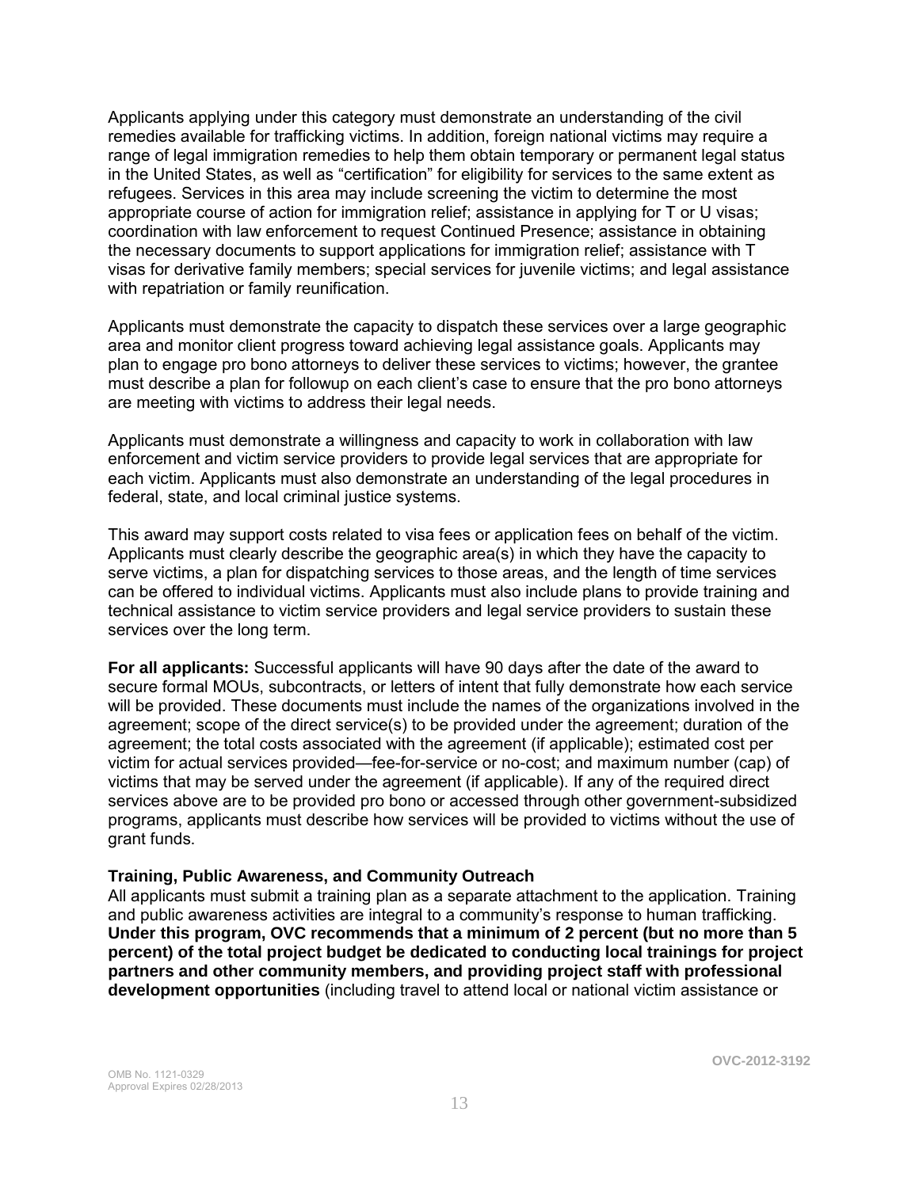Applicants applying under this category must demonstrate an understanding of the civil remedies available for trafficking victims. In addition, foreign national victims may require a range of legal immigration remedies to help them obtain temporary or permanent legal status in the United States, as well as "certification" for eligibility for services to the same extent as refugees. Services in this area may include screening the victim to determine the most appropriate course of action for immigration relief; assistance in applying for T or U visas; coordination with law enforcement to request Continued Presence; assistance in obtaining the necessary documents to support applications for immigration relief; assistance with T visas for derivative family members; special services for juvenile victims; and legal assistance with repatriation or family reunification.

Applicants must demonstrate the capacity to dispatch these services over a large geographic area and monitor client progress toward achieving legal assistance goals. Applicants may plan to engage pro bono attorneys to deliver these services to victims; however, the grantee must describe a plan for followup on each client's case to ensure that the pro bono attorneys are meeting with victims to address their legal needs.

Applicants must demonstrate a willingness and capacity to work in collaboration with law enforcement and victim service providers to provide legal services that are appropriate for each victim. Applicants must also demonstrate an understanding of the legal procedures in federal, state, and local criminal justice systems.

This award may support costs related to visa fees or application fees on behalf of the victim. Applicants must clearly describe the geographic area(s) in which they have the capacity to serve victims, a plan for dispatching services to those areas, and the length of time services can be offered to individual victims. Applicants must also include plans to provide training and technical assistance to victim service providers and legal service providers to sustain these services over the long term.

**For all applicants:** Successful applicants will have 90 days after the date of the award to secure formal MOUs, subcontracts, or letters of intent that fully demonstrate how each service will be provided. These documents must include the names of the organizations involved in the agreement; scope of the direct service(s) to be provided under the agreement; duration of the agreement; the total costs associated with the agreement (if applicable); estimated cost per victim for actual services provided—fee-for-service or no-cost; and maximum number (cap) of victims that may be served under the agreement (if applicable). If any of the required direct services above are to be provided pro bono or accessed through other government-subsidized programs, applicants must describe how services will be provided to victims without the use of grant funds.

### Training, Public Awareness, and Community Outreach

All applicants must submit a training plan as a separate attachment to the application. Training and public awareness activities are integral to a community's response to human trafficking. **Under this program, OVC recommends that a minimum of 2 percent (but no more than 5 percent) of the total project budget be dedicated to conducting local trainings for project partners and other community members, and providing project staff with professional development opportunities** (including travel to attend local or national victim assistance or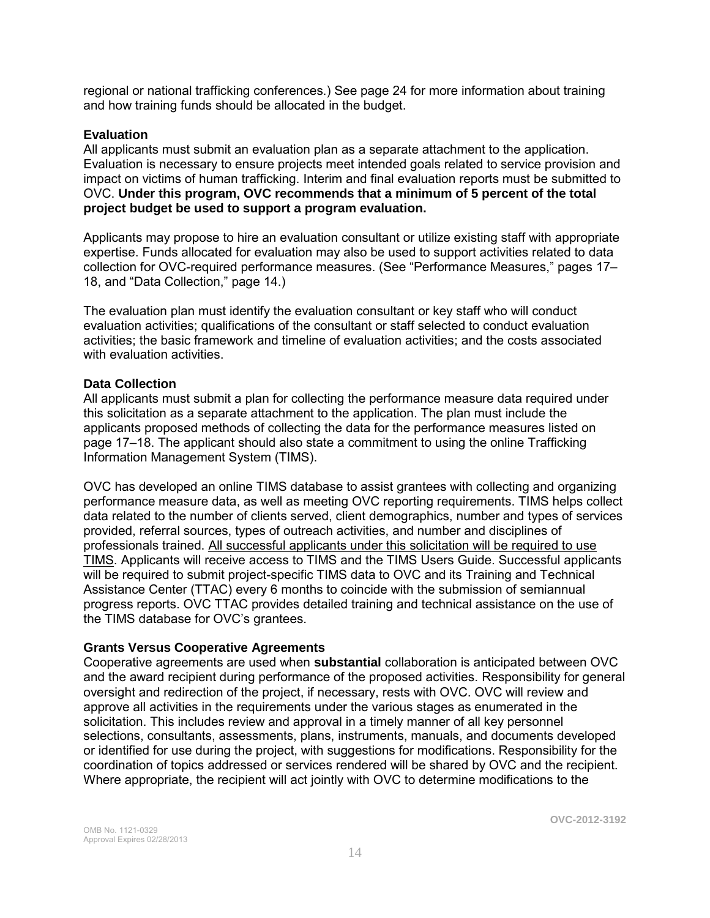regional or national trafficking conferences.) See page 24 for more information about training and how training funds should be allocated in the budget.

**Evaluation**
All applicants must submit an evaluation plan as a separate attachment to the application. Evaluation is necessary to ensure projects meet intended goals related to service provision and impact on victims of human trafficking. Interim and final evaluation reports must be submitted to OVC. **Under this program, OVC recommends that a minimum of 5 percent of the total project budget be used to support a program evaluation.**

Applicants may propose to hire an evaluation consultant or utilize existing staff with appropriate expertise. Funds allocated for evaluation may also be used to support activities related to data collection for OVC-required performance measures. (See "Performance Measures," pages 17–18, and "Data Collection," page 14.)

The evaluation plan must identify the evaluation consultant or key staff who will conduct evaluation activities; qualifications of the consultant or staff selected to conduct evaluation activities; the basic framework and timeline of evaluation activities; and the costs associated with evaluation activities.

**Data Collection**
All applicants must submit a plan for collecting the performance measure data required under this solicitation as a separate attachment to the application. The plan must include the applicants proposed methods of collecting the data for the performance measures listed on page 17–18. The applicant should also state a commitment to using the online Trafficking Information Management System (TIMS).

OVC has developed an online TIMS database to assist grantees with collecting and organizing performance measure data, as well as meeting OVC reporting requirements. TIMS helps collect data related to the number of clients served, client demographics, number and types of services provided, referral sources, types of outreach activities, and number and disciplines of professionals trained. <u>All successful applicants under this solicitation will be required to use TIMS</u>. Applicants will receive access to TIMS and the TIMS Users Guide. Successful applicants will be required to submit project-specific TIMS data to OVC and its Training and Technical Assistance Center (TTAC) every 6 months to coincide with the submission of semiannual progress reports. OVC TTAC provides detailed training and technical assistance on the use of the TIMS database for OVC's grantees.

**Grants Versus Cooperative Agreements**
Cooperative agreements are used when **substantial** collaboration is anticipated between OVC and the award recipient during performance of the proposed activities. Responsibility for general oversight and redirection of the project, if necessary, rests with OVC. OVC will review and approve all activities in the requirements under the various stages as enumerated in the solicitation. This includes review and approval in a timely manner of all key personnel selections, consultants, assessments, plans, instruments, manuals, and documents developed or identified for use during the project, with suggestions for modifications. Responsibility for the coordination of topics addressed or services rendered will be shared by OVC and the recipient. Where appropriate, the recipient will act jointly with OVC to determine modifications to the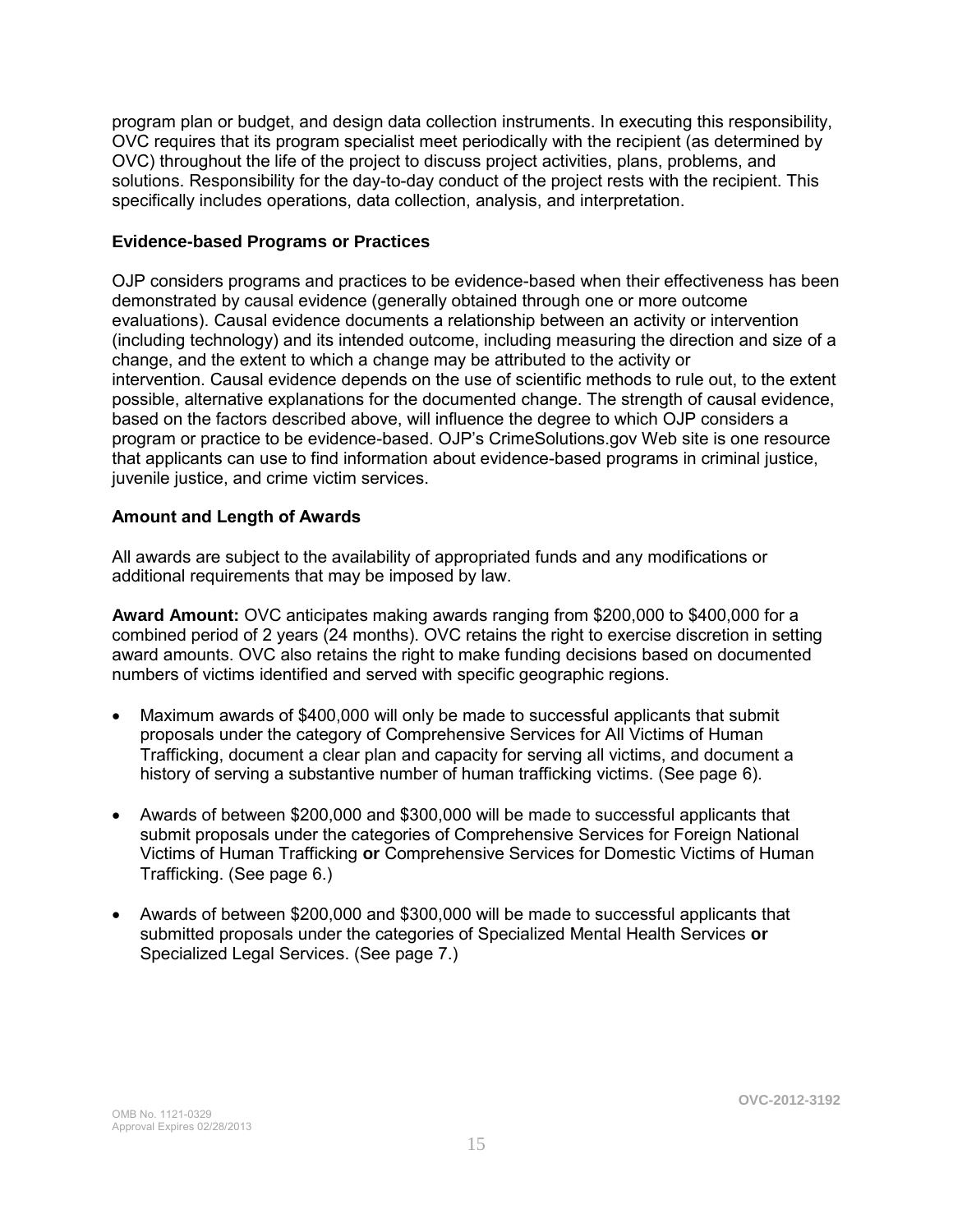program plan or budget, and design data collection instruments. In executing this responsibility, OVC requires that its program specialist meet periodically with the recipient (as determined by OVC) throughout the life of the project to discuss project activities, plans, problems, and solutions. Responsibility for the day-to-day conduct of the project rests with the recipient. This specifically includes operations, data collection, analysis, and interpretation.

### Evidence-based Programs or Practices

OJP considers programs and practices to be evidence-based when their effectiveness has been demonstrated by causal evidence (generally obtained through one or more outcome evaluations). Causal evidence documents a relationship between an activity or intervention (including technology) and its intended outcome, including measuring the direction and size of a change, and the extent to which a change may be attributed to the activity or intervention. Causal evidence depends on the use of scientific methods to rule out, to the extent possible, alternative explanations for the documented change. The strength of causal evidence, based on the factors described above, will influence the degree to which OJP considers a program or practice to be evidence-based. OJP's CrimeSolutions.gov Web site is one resource that applicants can use to find information about evidence-based programs in criminal justice, juvenile justice, and crime victim services.

### Amount and Length of Awards

All awards are subject to the availability of appropriated funds and any modifications or additional requirements that may be imposed by law.

**Award Amount:** OVC anticipates making awards ranging from $200,000 to $400,000 for a combined period of 2 years (24 months). OVC retains the right to exercise discretion in setting award amounts. OVC also retains the right to make funding decisions based on documented numbers of victims identified and served with specific geographic regions.

- Maximum awards of $400,000 will only be made to successful applicants that submit proposals under the category of Comprehensive Services for All Victims of Human Trafficking, document a clear plan and capacity for serving all victims, and document a history of serving a substantive number of human trafficking victims. (See page 6).
- Awards of between $200,000 and $300,000 will be made to successful applicants that submit proposals under the categories of Comprehensive Services for Foreign National Victims of Human Trafficking **or** Comprehensive Services for Domestic Victims of Human Trafficking. (See page 6.)
- Awards of between $200,000 and $300,000 will be made to successful applicants that submitted proposals under the categories of Specialized Mental Health Services **or** Specialized Legal Services. (See page 7.)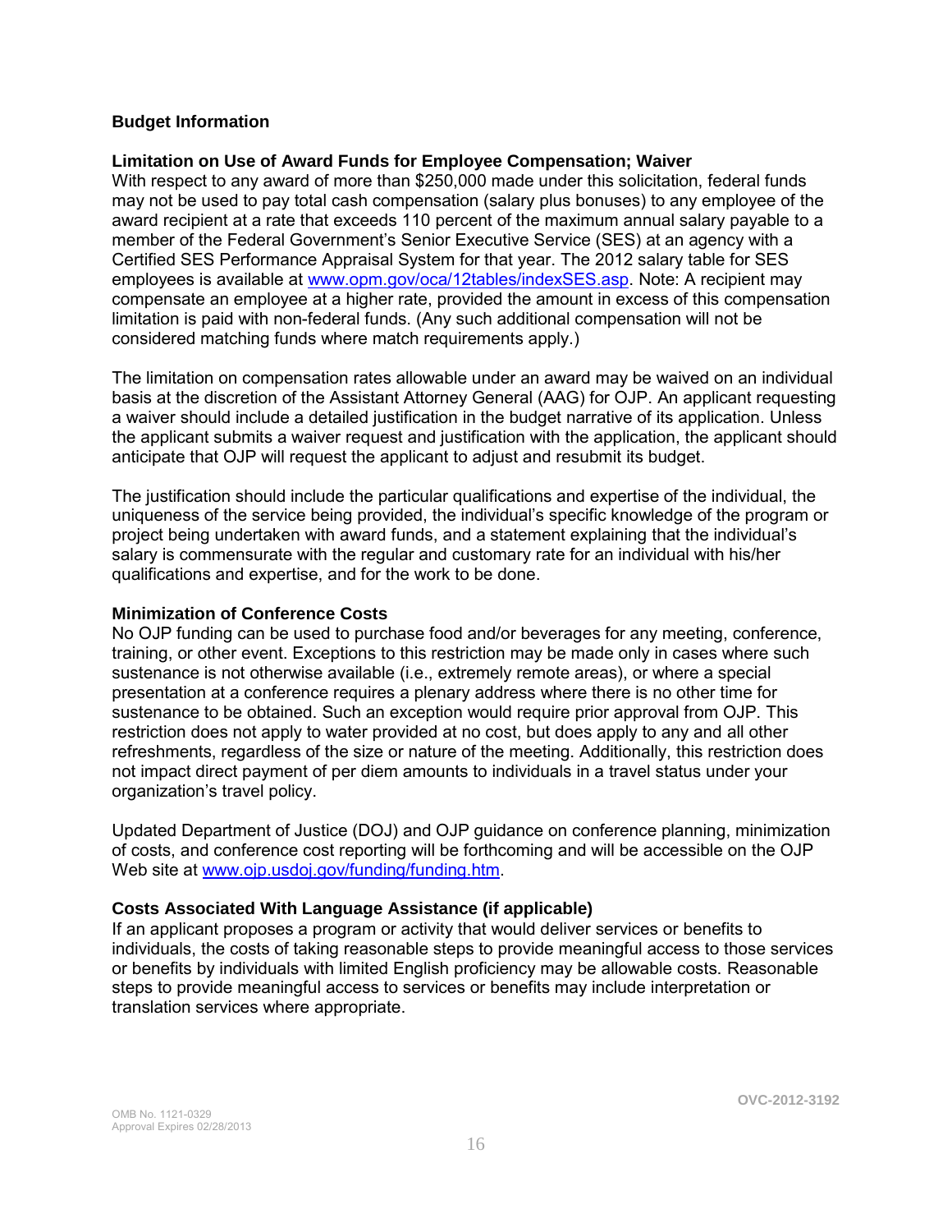## Budget Information

### Limitation on Use of Award Funds for Employee Compensation; Waiver

With respect to any award of more than $250,000 made under this solicitation, federal funds may not be used to pay total cash compensation (salary plus bonuses) to any employee of the award recipient at a rate that exceeds 110 percent of the maximum annual salary payable to a member of the Federal Government's Senior Executive Service (SES) at an agency with a Certified SES Performance Appraisal System for that year. The 2012 salary table for SES employees is available at www.opm.gov/oca/12tables/indexSES.asp. Note: A recipient may compensate an employee at a higher rate, provided the amount in excess of this compensation limitation is paid with non-federal funds. (Any such additional compensation will not be considered matching funds where match requirements apply.)

The limitation on compensation rates allowable under an award may be waived on an individual basis at the discretion of the Assistant Attorney General (AAG) for OJP. An applicant requesting a waiver should include a detailed justification in the budget narrative of its application. Unless the applicant submits a waiver request and justification with the application, the applicant should anticipate that OJP will request the applicant to adjust and resubmit its budget.

The justification should include the particular qualifications and expertise of the individual, the uniqueness of the service being provided, the individual's specific knowledge of the program or project being undertaken with award funds, and a statement explaining that the individual's salary is commensurate with the regular and customary rate for an individual with his/her qualifications and expertise, and for the work to be done.

### Minimization of Conference Costs

No OJP funding can be used to purchase food and/or beverages for any meeting, conference, training, or other event. Exceptions to this restriction may be made only in cases where such sustenance is not otherwise available (i.e., extremely remote areas), or where a special presentation at a conference requires a plenary address where there is no other time for sustenance to be obtained. Such an exception would require prior approval from OJP. This restriction does not apply to water provided at no cost, but does apply to any and all other refreshments, regardless of the size or nature of the meeting. Additionally, this restriction does not impact direct payment of per diem amounts to individuals in a travel status under your organization's travel policy.

Updated Department of Justice (DOJ) and OJP guidance on conference planning, minimization of costs, and conference cost reporting will be forthcoming and will be accessible on the OJP Web site at www.ojp.usdoj.gov/funding/funding.htm.

### Costs Associated With Language Assistance (if applicable)

If an applicant proposes a program or activity that would deliver services or benefits to individuals, the costs of taking reasonable steps to provide meaningful access to those services or benefits by individuals with limited English proficiency may be allowable costs. Reasonable steps to provide meaningful access to services or benefits may include interpretation or translation services where appropriate.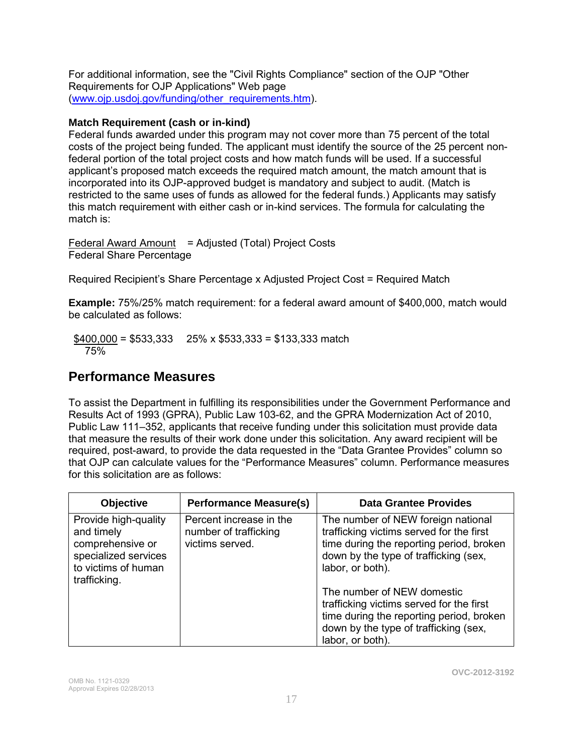For additional information, see the "Civil Rights Compliance" section of the OJP "Other Requirements for OJP Applications" Web page (www.ojp.usdoj.gov/funding/other_requirements.htm).

**Match Requirement (cash or in-kind)**

Federal funds awarded under this program may not cover more than 75 percent of the total costs of the project being funded. The applicant must identify the source of the 25 percent non-federal portion of the total project costs and how match funds will be used. If a successful applicant's proposed match exceeds the required match amount, the match amount that is incorporated into its OJP-approved budget is mandatory and subject to audit. (Match is restricted to the same uses of funds as allowed for the federal funds.) Applicants may satisfy this match requirement with either cash or in-kind services. The formula for calculating the match is:

$$\frac{\text{Federal Award Amount}}{\text{Federal Share Percentage}} = \text{Adjusted (Total) Project Costs}$$

Required Recipient's Share Percentage x Adjusted Project Cost = Required Match

**Example:** 75%/25% match requirement: for a federal award amount of $400,000, match would be calculated as follows:

$$\frac{\$400{,}000}{75\%} = \$533{,}333 \qquad 25\% \times \$533{,}333 = \$133{,}333 \text{ match}$$

## Performance Measures

To assist the Department in fulfilling its responsibilities under the Government Performance and Results Act of 1993 (GPRA), Public Law 103-62, and the GPRA Modernization Act of 2010, Public Law 111–352, applicants that receive funding under this solicitation must provide data that measure the results of their work done under this solicitation. Any award recipient will be required, post-award, to provide the data requested in the "Data Grantee Provides" column so that OJP can calculate values for the "Performance Measures" column. Performance measures for this solicitation are as follows:

| Objective | Performance Measure(s) | Data Grantee Provides |
|---|---|---|
| Provide high-quality and timely comprehensive or specialized services to victims of human trafficking. | Percent increase in the number of trafficking victims served. | The number of NEW foreign national trafficking victims served for the first time during the reporting period, broken down by the type of trafficking (sex, labor, or both).<br><br>The number of NEW domestic trafficking victims served for the first time during the reporting period, broken down by the type of trafficking (sex, labor, or both). |

OVC-2012-3192

OMB No. 1121-0329
Approval Expires 02/28/2013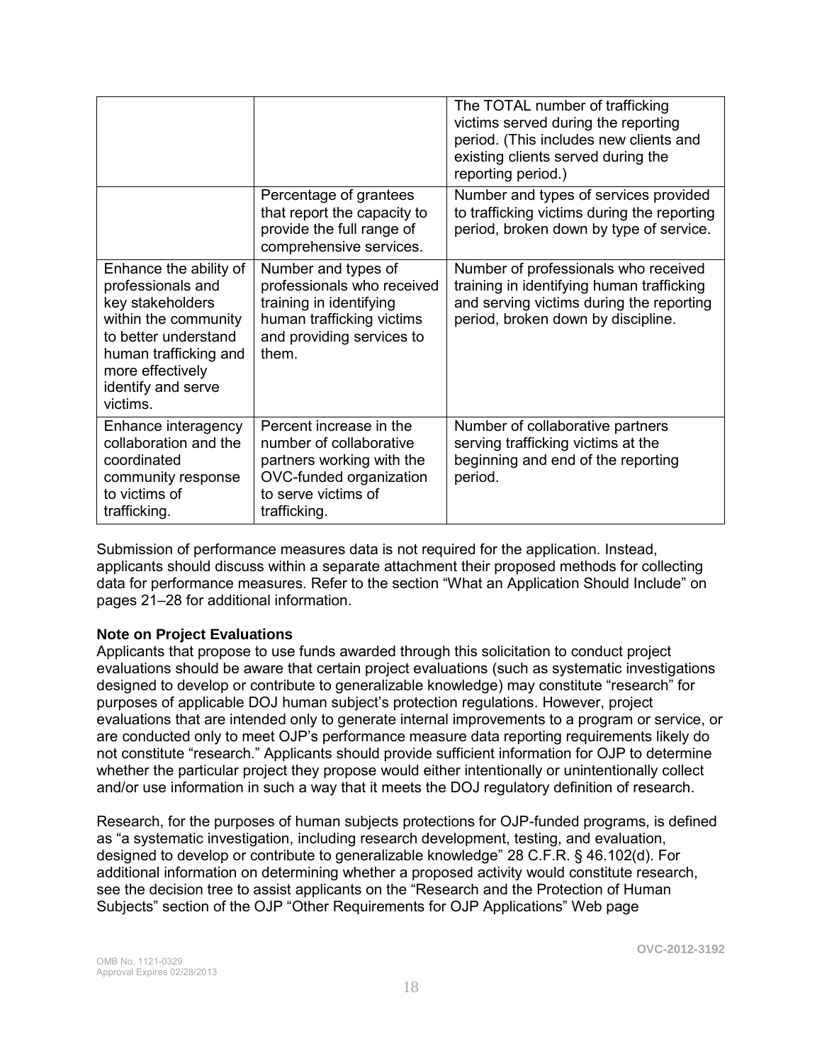| | | |
|---|---|---|
| | | The TOTAL number of trafficking victims served during the reporting period. (This includes new clients and existing clients served during the reporting period.) |
| | Percentage of grantees that report the capacity to provide the full range of comprehensive services. | Number and types of services provided to trafficking victims during the reporting period, broken down by type of service. |
| Enhance the ability of professionals and key stakeholders within the community to better understand human trafficking and more effectively identify and serve victims. | Number and types of professionals who received training in identifying human trafficking victims and providing services to them. | Number of professionals who received training in identifying human trafficking and serving victims during the reporting period, broken down by discipline. |
| Enhance interagency collaboration and the coordinated community response to victims of trafficking. | Percent increase in the number of collaborative partners working with the OVC-funded organization to serve victims of trafficking. | Number of collaborative partners serving trafficking victims at the beginning and end of the reporting period. |

Submission of performance measures data is not required for the application. Instead, applicants should discuss within a separate attachment their proposed methods for collecting data for performance measures. Refer to the section "What an Application Should Include" on pages 21–28 for additional information.

**Note on Project Evaluations**

Applicants that propose to use funds awarded through this solicitation to conduct project evaluations should be aware that certain project evaluations (such as systematic investigations designed to develop or contribute to generalizable knowledge) may constitute "research" for purposes of applicable DOJ human subject's protection regulations. However, project evaluations that are intended only to generate internal improvements to a program or service, or are conducted only to meet OJP's performance measure data reporting requirements likely do not constitute "research." Applicants should provide sufficient information for OJP to determine whether the particular project they propose would either intentionally or unintentionally collect and/or use information in such a way that it meets the DOJ regulatory definition of research.

Research, for the purposes of human subjects protections for OJP-funded programs, is defined as "a systematic investigation, including research development, testing, and evaluation, designed to develop or contribute to generalizable knowledge" 28 C.F.R. § 46.102(d). For additional information on determining whether a proposed activity would constitute research, see the decision tree to assist applicants on the "Research and the Protection of Human Subjects" section of the OJP "Other Requirements for OJP Applications" Web page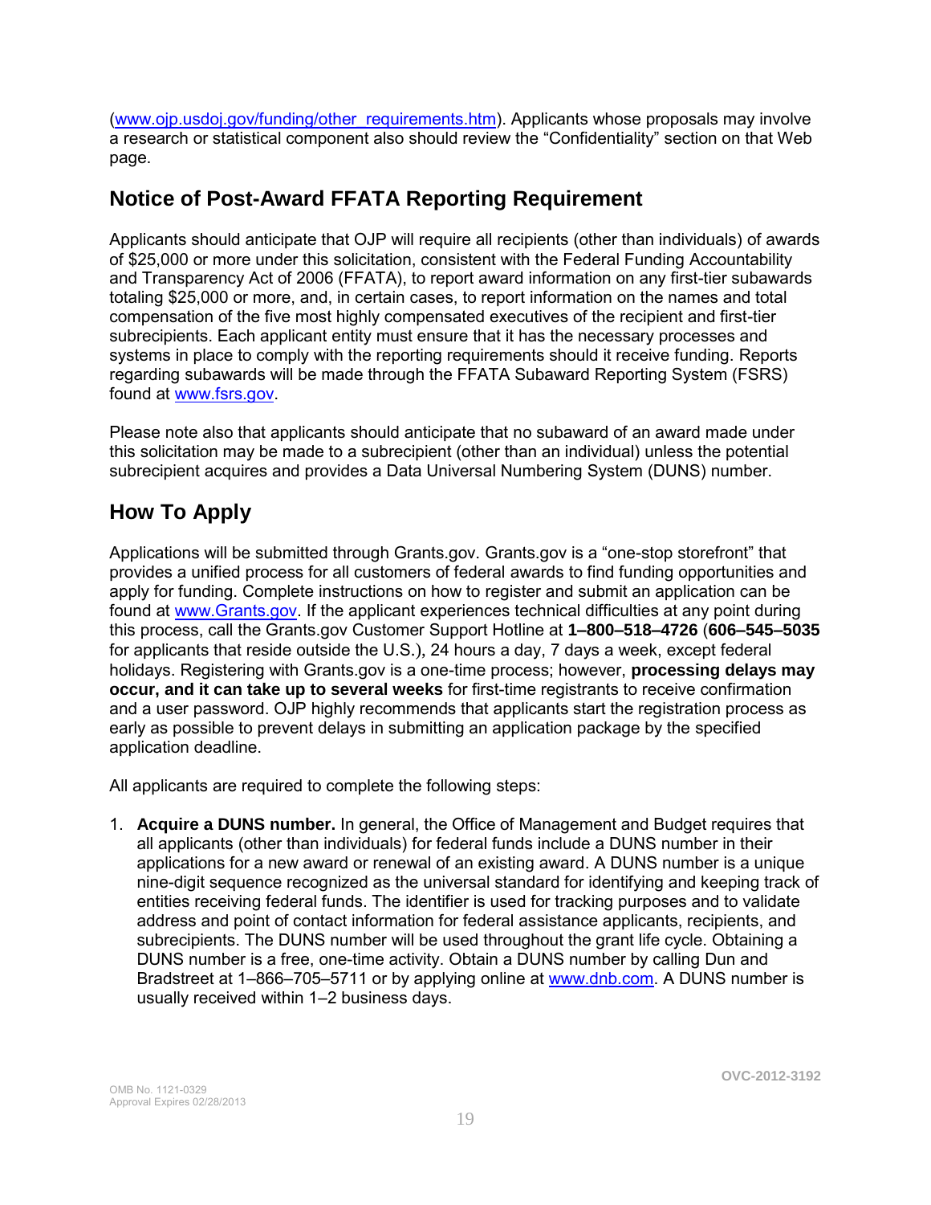(www.ojp.usdoj.gov/funding/other_requirements.htm). Applicants whose proposals may involve a research or statistical component also should review the "Confidentiality" section on that Web page.

## Notice of Post-Award FFATA Reporting Requirement

Applicants should anticipate that OJP will require all recipients (other than individuals) of awards of $25,000 or more under this solicitation, consistent with the Federal Funding Accountability and Transparency Act of 2006 (FFATA), to report award information on any first-tier subawards totaling $25,000 or more, and, in certain cases, to report information on the names and total compensation of the five most highly compensated executives of the recipient and first-tier subrecipients. Each applicant entity must ensure that it has the necessary processes and systems in place to comply with the reporting requirements should it receive funding. Reports regarding subawards will be made through the FFATA Subaward Reporting System (FSRS) found at www.fsrs.gov.

Please note also that applicants should anticipate that no subaward of an award made under this solicitation may be made to a subrecipient (other than an individual) unless the potential subrecipient acquires and provides a Data Universal Numbering System (DUNS) number.

## How To Apply

Applications will be submitted through Grants.gov. Grants.gov is a "one-stop storefront" that provides a unified process for all customers of federal awards to find funding opportunities and apply for funding. Complete instructions on how to register and submit an application can be found at www.Grants.gov. If the applicant experiences technical difficulties at any point during this process, call the Grants.gov Customer Support Hotline at **1–800–518–4726** (**606–545–5035** for applicants that reside outside the U.S.), 24 hours a day, 7 days a week, except federal holidays. Registering with Grants.gov is a one-time process; however, **processing delays may occur, and it can take up to several weeks** for first-time registrants to receive confirmation and a user password. OJP highly recommends that applicants start the registration process as early as possible to prevent delays in submitting an application package by the specified application deadline.

All applicants are required to complete the following steps:

1. **Acquire a DUNS number.** In general, the Office of Management and Budget requires that all applicants (other than individuals) for federal funds include a DUNS number in their applications for a new award or renewal of an existing award. A DUNS number is a unique nine-digit sequence recognized as the universal standard for identifying and keeping track of entities receiving federal funds. The identifier is used for tracking purposes and to validate address and point of contact information for federal assistance applicants, recipients, and subrecipients. The DUNS number will be used throughout the grant life cycle. Obtaining a DUNS number is a free, one-time activity. Obtain a DUNS number by calling Dun and Bradstreet at 1–866–705–5711 or by applying online at www.dnb.com. A DUNS number is usually received within 1–2 business days.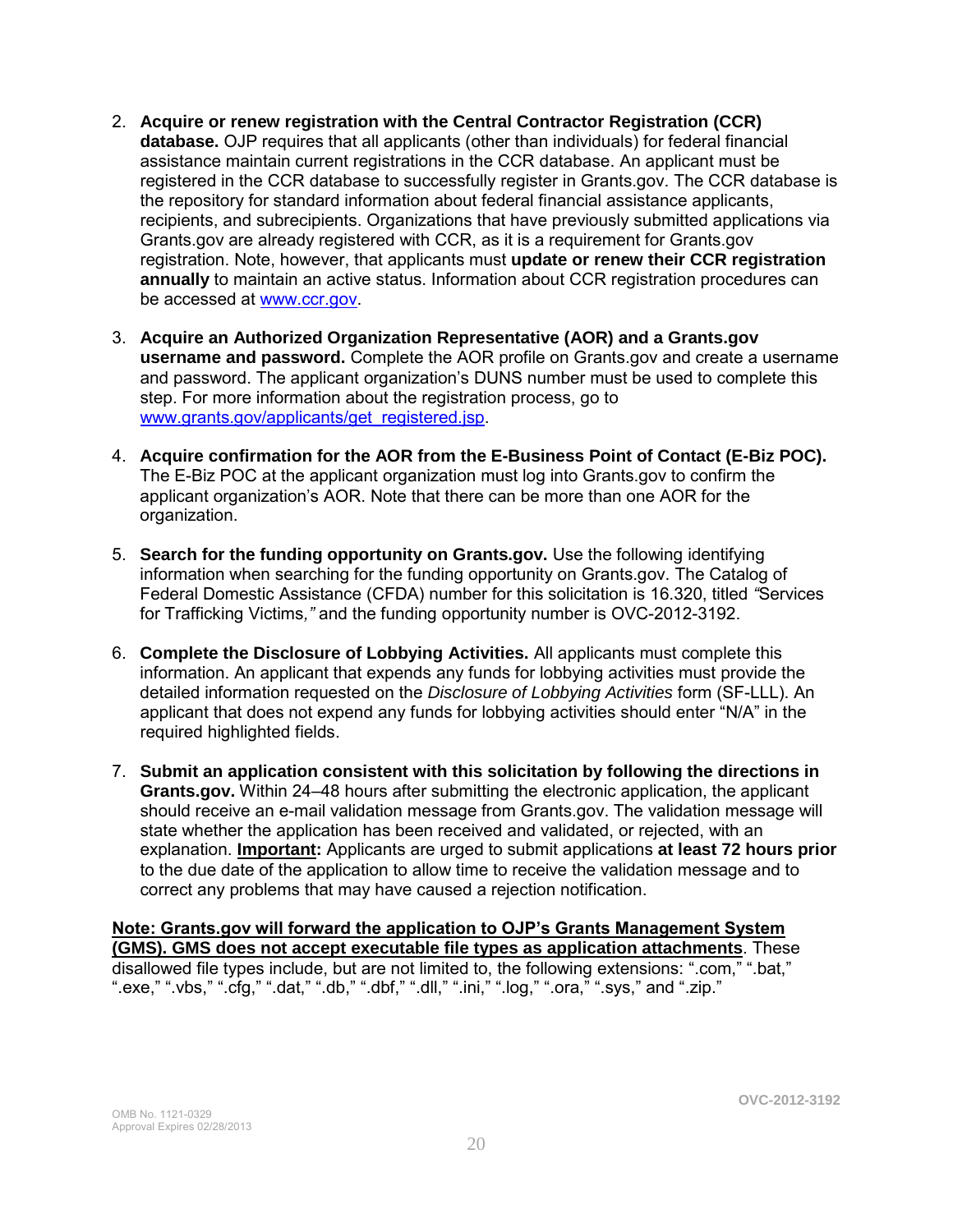2. **Acquire or renew registration with the Central Contractor Registration (CCR) database.** OJP requires that all applicants (other than individuals) for federal financial assistance maintain current registrations in the CCR database. An applicant must be registered in the CCR database to successfully register in Grants.gov. The CCR database is the repository for standard information about federal financial assistance applicants, recipients, and subrecipients. Organizations that have previously submitted applications via Grants.gov are already registered with CCR, as it is a requirement for Grants.gov registration. Note, however, that applicants must **update or renew their CCR registration annually** to maintain an active status. Information about CCR registration procedures can be accessed at [www.ccr.gov](http://www.ccr.gov).

3. **Acquire an Authorized Organization Representative (AOR) and a Grants.gov username and password.** Complete the AOR profile on Grants.gov and create a username and password. The applicant organization's DUNS number must be used to complete this step. For more information about the registration process, go to [www.grants.gov/applicants/get_registered.jsp](http://www.grants.gov/applicants/get_registered.jsp).

4. **Acquire confirmation for the AOR from the E-Business Point of Contact (E-Biz POC).** The E-Biz POC at the applicant organization must log into Grants.gov to confirm the applicant organization's AOR. Note that there can be more than one AOR for the organization.

5. **Search for the funding opportunity on Grants.gov.** Use the following identifying information when searching for the funding opportunity on Grants.gov. The Catalog of Federal Domestic Assistance (CFDA) number for this solicitation is 16.320, titled *"*Services for Trafficking Victims*,"* and the funding opportunity number is OVC-2012-3192.

6. **Complete the Disclosure of Lobbying Activities.** All applicants must complete this information. An applicant that expends any funds for lobbying activities must provide the detailed information requested on the *Disclosure of Lobbying Activities* form (SF-LLL). An applicant that does not expend any funds for lobbying activities should enter "N/A" in the required highlighted fields.

7. **Submit an application consistent with this solicitation by following the directions in Grants.gov.** Within 24–48 hours after submitting the electronic application, the applicant should receive an e-mail validation message from Grants.gov. The validation message will state whether the application has been received and validated, or rejected, with an explanation. **<u>Important</u>:** Applicants are urged to submit applications **at least 72 hours prior** to the due date of the application to allow time to receive the validation message and to correct any problems that may have caused a rejection notification.

**<u>Note: Grants.gov will forward the application to OJP's Grants Management System (GMS). GMS does not accept executable file types as application attachments</u>**. These disallowed file types include, but are not limited to, the following extensions: ".com," ".bat," ".exe," ".vbs," ".cfg," ".dat," ".db," ".dbf," ".dll," ".ini," ".log," ".ora," ".sys," and ".zip."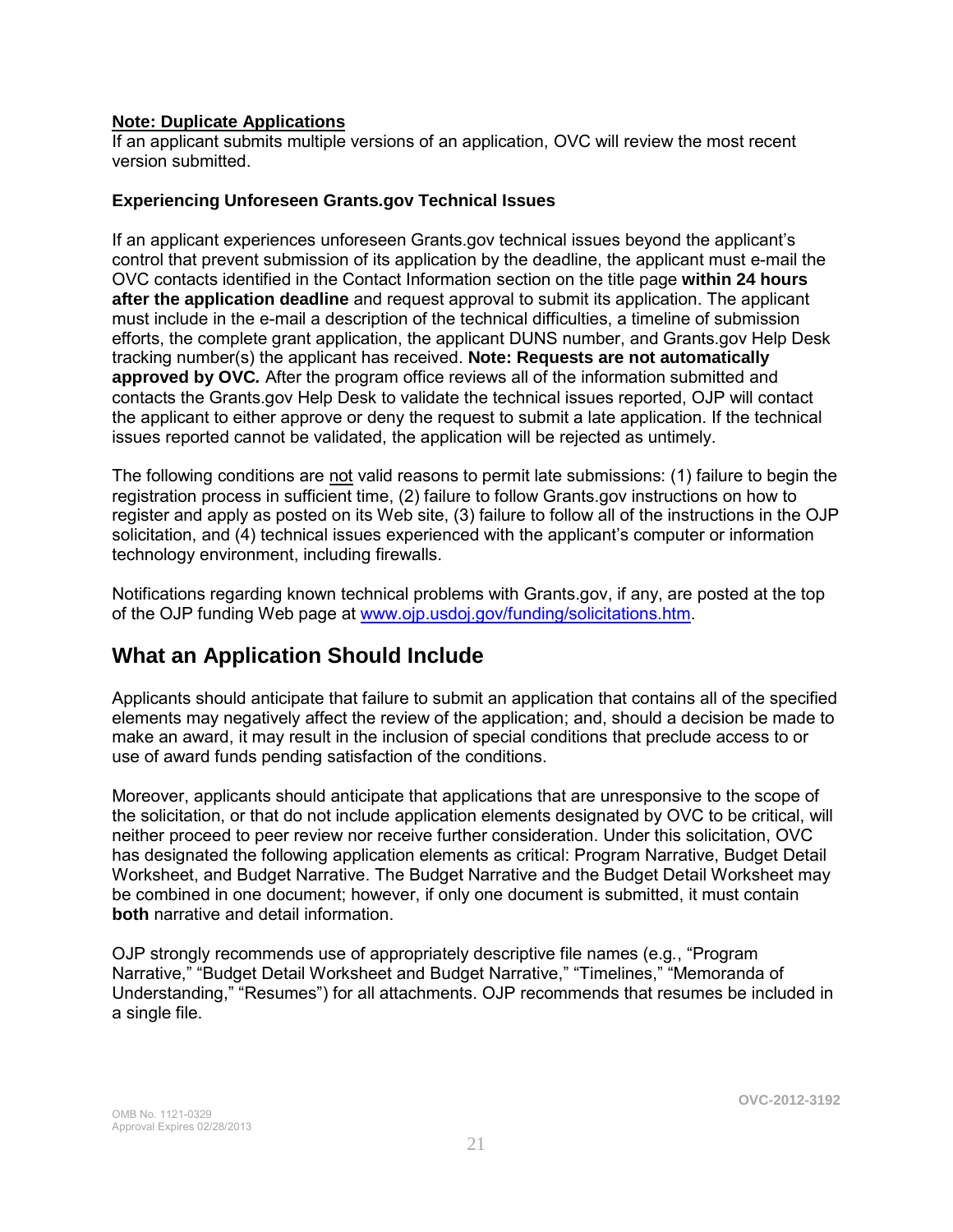**Note: Duplicate Applications**

If an applicant submits multiple versions of an application, OVC will review the most recent version submitted.

**Experiencing Unforeseen Grants.gov Technical Issues**

If an applicant experiences unforeseen Grants.gov technical issues beyond the applicant's control that prevent submission of its application by the deadline, the applicant must e-mail the OVC contacts identified in the Contact Information section on the title page **within 24 hours after the application deadline** and request approval to submit its application. The applicant must include in the e-mail a description of the technical difficulties, a timeline of submission efforts, the complete grant application, the applicant DUNS number, and Grants.gov Help Desk tracking number(s) the applicant has received. **Note: Requests are not automatically approved by OVC.** After the program office reviews all of the information submitted and contacts the Grants.gov Help Desk to validate the technical issues reported, OJP will contact the applicant to either approve or deny the request to submit a late application. If the technical issues reported cannot be validated, the application will be rejected as untimely.

The following conditions are not valid reasons to permit late submissions: (1) failure to begin the registration process in sufficient time, (2) failure to follow Grants.gov instructions on how to register and apply as posted on its Web site, (3) failure to follow all of the instructions in the OJP solicitation, and (4) technical issues experienced with the applicant's computer or information technology environment, including firewalls.

Notifications regarding known technical problems with Grants.gov, if any, are posted at the top of the OJP funding Web page at www.ojp.usdoj.gov/funding/solicitations.htm.

## What an Application Should Include

Applicants should anticipate that failure to submit an application that contains all of the specified elements may negatively affect the review of the application; and, should a decision be made to make an award, it may result in the inclusion of special conditions that preclude access to or use of award funds pending satisfaction of the conditions.

Moreover, applicants should anticipate that applications that are unresponsive to the scope of the solicitation, or that do not include application elements designated by OVC to be critical, will neither proceed to peer review nor receive further consideration. Under this solicitation, OVC has designated the following application elements as critical: Program Narrative, Budget Detail Worksheet, and Budget Narrative. The Budget Narrative and the Budget Detail Worksheet may be combined in one document; however, if only one document is submitted, it must contain **both** narrative and detail information.

OJP strongly recommends use of appropriately descriptive file names (e.g., "Program Narrative," "Budget Detail Worksheet and Budget Narrative," "Timelines," "Memoranda of Understanding," "Resumes") for all attachments. OJP recommends that resumes be included in a single file.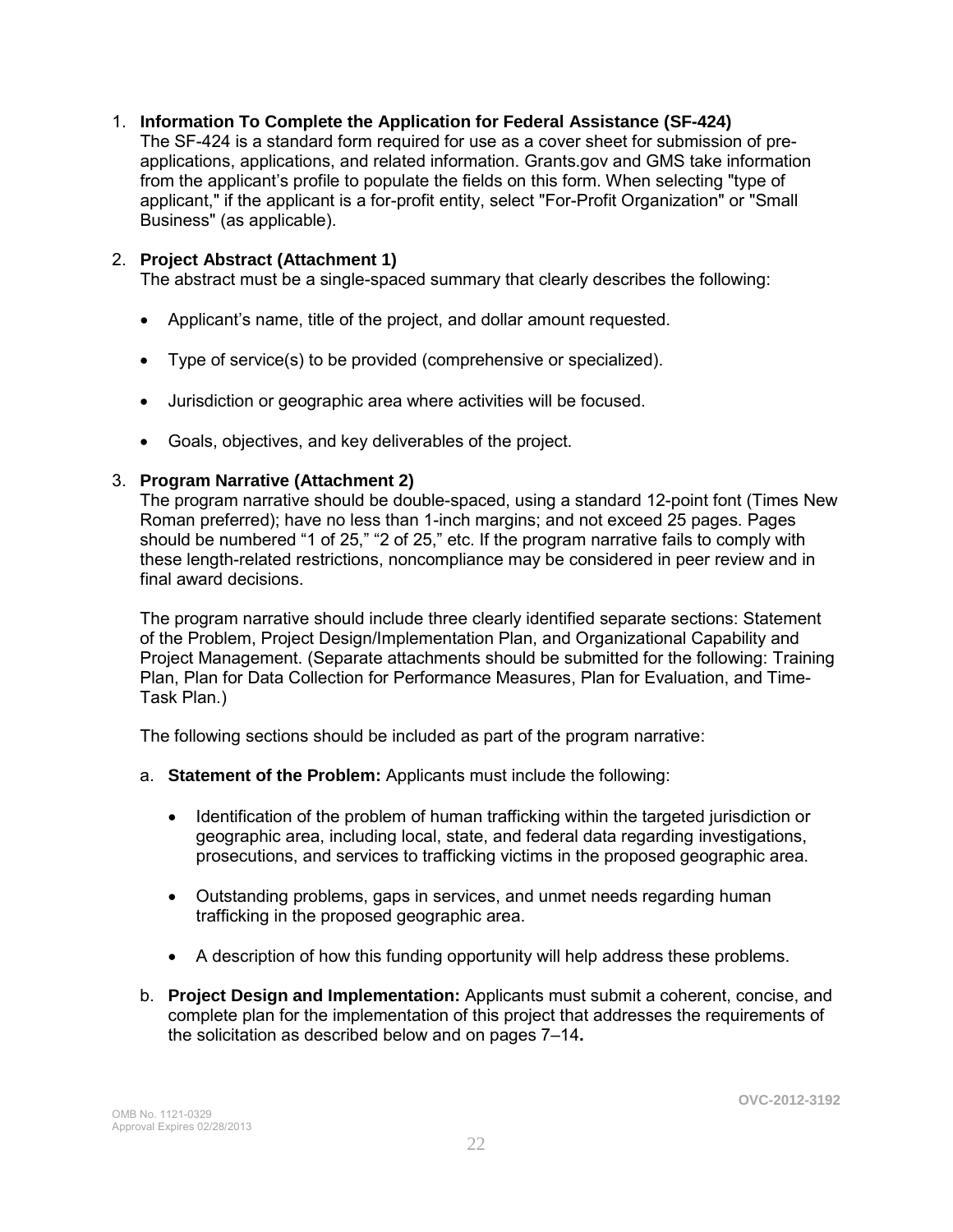1. **Information To Complete the Application for Federal Assistance (SF-424)**
   The SF-424 is a standard form required for use as a cover sheet for submission of pre-applications, applications, and related information. Grants.gov and GMS take information from the applicant's profile to populate the fields on this form. When selecting "type of applicant," if the applicant is a for-profit entity, select "For-Profit Organization" or "Small Business" (as applicable).

2. **Project Abstract (Attachment 1)**
   The abstract must be a single-spaced summary that clearly describes the following:

   - Applicant's name, title of the project, and dollar amount requested.
   - Type of service(s) to be provided (comprehensive or specialized).
   - Jurisdiction or geographic area where activities will be focused.
   - Goals, objectives, and key deliverables of the project.

3. **Program Narrative (Attachment 2)**
   The program narrative should be double-spaced, using a standard 12-point font (Times New Roman preferred); have no less than 1-inch margins; and not exceed 25 pages. Pages should be numbered "1 of 25," "2 of 25," etc. If the program narrative fails to comply with these length-related restrictions, noncompliance may be considered in peer review and in final award decisions.

   The program narrative should include three clearly identified separate sections: Statement of the Problem, Project Design/Implementation Plan, and Organizational Capability and Project Management. (Separate attachments should be submitted for the following: Training Plan, Plan for Data Collection for Performance Measures, Plan for Evaluation, and Time-Task Plan.)

   The following sections should be included as part of the program narrative:

   a. **Statement of the Problem:** Applicants must include the following:

      - Identification of the problem of human trafficking within the targeted jurisdiction or geographic area, including local, state, and federal data regarding investigations, prosecutions, and services to trafficking victims in the proposed geographic area.
      - Outstanding problems, gaps in services, and unmet needs regarding human trafficking in the proposed geographic area.
      - A description of how this funding opportunity will help address these problems.

   b. **Project Design and Implementation:** Applicants must submit a coherent, concise, and complete plan for the implementation of this project that addresses the requirements of the solicitation as described below and on pages 7–14**.**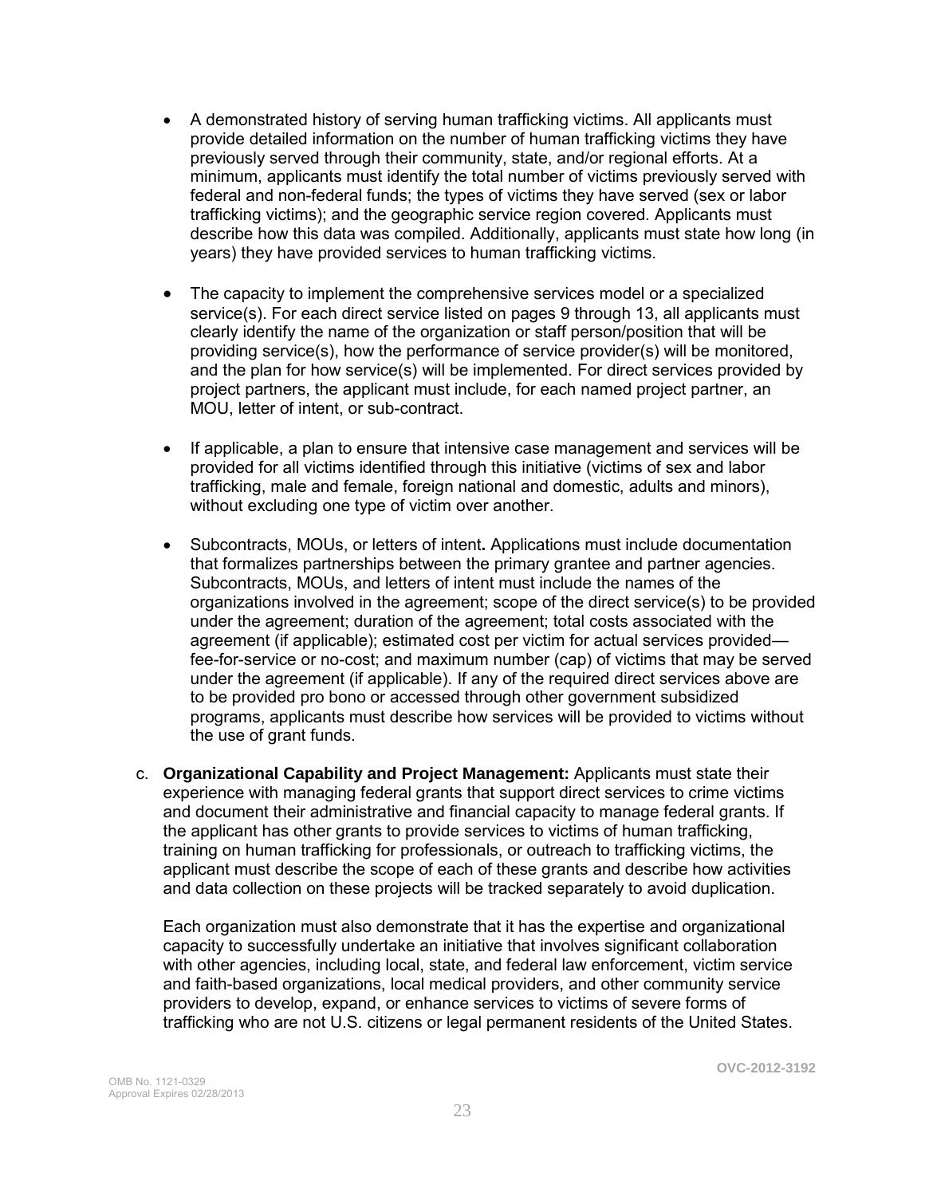- A demonstrated history of serving human trafficking victims. All applicants must provide detailed information on the number of human trafficking victims they have previously served through their community, state, and/or regional efforts. At a minimum, applicants must identify the total number of victims previously served with federal and non-federal funds; the types of victims they have served (sex or labor trafficking victims); and the geographic service region covered. Applicants must describe how this data was compiled. Additionally, applicants must state how long (in years) they have provided services to human trafficking victims.

- The capacity to implement the comprehensive services model or a specialized service(s). For each direct service listed on pages 9 through 13, all applicants must clearly identify the name of the organization or staff person/position that will be providing service(s), how the performance of service provider(s) will be monitored, and the plan for how service(s) will be implemented. For direct services provided by project partners, the applicant must include, for each named project partner, an MOU, letter of intent, or sub-contract.

- If applicable, a plan to ensure that intensive case management and services will be provided for all victims identified through this initiative (victims of sex and labor trafficking, male and female, foreign national and domestic, adults and minors), without excluding one type of victim over another.

- Subcontracts, MOUs, or letters of intent**.** Applications must include documentation that formalizes partnerships between the primary grantee and partner agencies. Subcontracts, MOUs, and letters of intent must include the names of the organizations involved in the agreement; scope of the direct service(s) to be provided under the agreement; duration of the agreement; total costs associated with the agreement (if applicable); estimated cost per victim for actual services provided—fee-for-service or no-cost; and maximum number (cap) of victims that may be served under the agreement (if applicable). If any of the required direct services above are to be provided pro bono or accessed through other government subsidized programs, applicants must describe how services will be provided to victims without the use of grant funds.

c. **Organizational Capability and Project Management:** Applicants must state their experience with managing federal grants that support direct services to crime victims and document their administrative and financial capacity to manage federal grants. If the applicant has other grants to provide services to victims of human trafficking, training on human trafficking for professionals, or outreach to trafficking victims, the applicant must describe the scope of each of these grants and describe how activities and data collection on these projects will be tracked separately to avoid duplication.

   Each organization must also demonstrate that it has the expertise and organizational capacity to successfully undertake an initiative that involves significant collaboration with other agencies, including local, state, and federal law enforcement, victim service and faith-based organizations, local medical providers, and other community service providers to develop, expand, or enhance services to victims of severe forms of trafficking who are not U.S. citizens or legal permanent residents of the United States.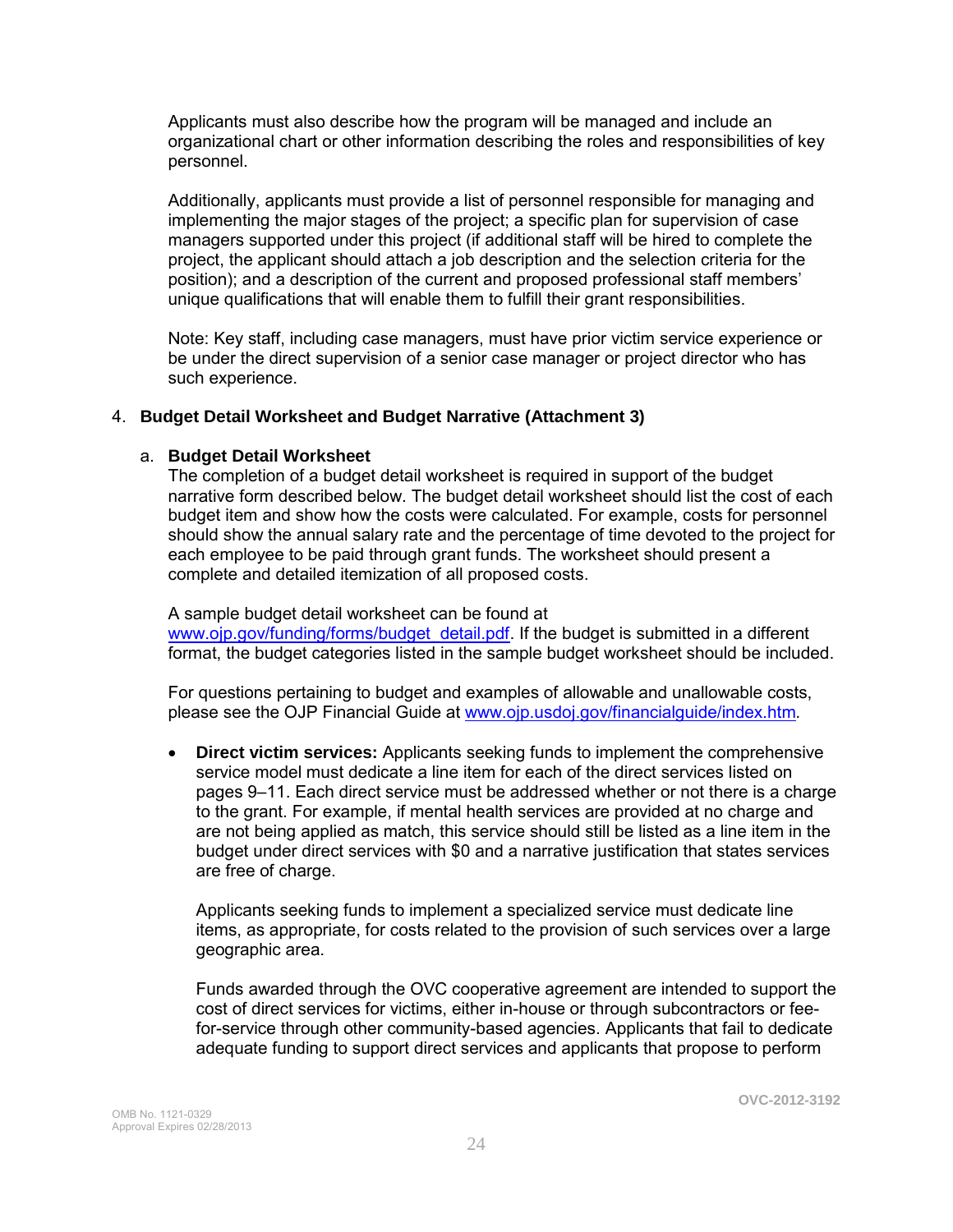Applicants must also describe how the program will be managed and include an organizational chart or other information describing the roles and responsibilities of key personnel.

Additionally, applicants must provide a list of personnel responsible for managing and implementing the major stages of the project; a specific plan for supervision of case managers supported under this project (if additional staff will be hired to complete the project, the applicant should attach a job description and the selection criteria for the position); and a description of the current and proposed professional staff members' unique qualifications that will enable them to fulfill their grant responsibilities.

Note: Key staff, including case managers, must have prior victim service experience or be under the direct supervision of a senior case manager or project director who has such experience.

4. **Budget Detail Worksheet and Budget Narrative (Attachment 3)**

   a. **Budget Detail Worksheet**
   The completion of a budget detail worksheet is required in support of the budget narrative form described below. The budget detail worksheet should list the cost of each budget item and show how the costs were calculated. For example, costs for personnel should show the annual salary rate and the percentage of time devoted to the project for each employee to be paid through grant funds. The worksheet should present a complete and detailed itemization of all proposed costs.

   A sample budget detail worksheet can be found at www.ojp.gov/funding/forms/budget_detail.pdf. If the budget is submitted in a different format, the budget categories listed in the sample budget worksheet should be included.

   For questions pertaining to budget and examples of allowable and unallowable costs, please see the OJP Financial Guide at www.ojp.usdoj.gov/financialguide/index.htm.

   - **Direct victim services:** Applicants seeking funds to implement the comprehensive service model must dedicate a line item for each of the direct services listed on pages 9–11. Each direct service must be addressed whether or not there is a charge to the grant. For example, if mental health services are provided at no charge and are not being applied as match, this service should still be listed as a line item in the budget under direct services with $0 and a narrative justification that states services are free of charge.

     Applicants seeking funds to implement a specialized service must dedicate line items, as appropriate, for costs related to the provision of such services over a large geographic area.

     Funds awarded through the OVC cooperative agreement are intended to support the cost of direct services for victims, either in-house or through subcontractors or fee-for-service through other community-based agencies. Applicants that fail to dedicate adequate funding to support direct services and applicants that propose to perform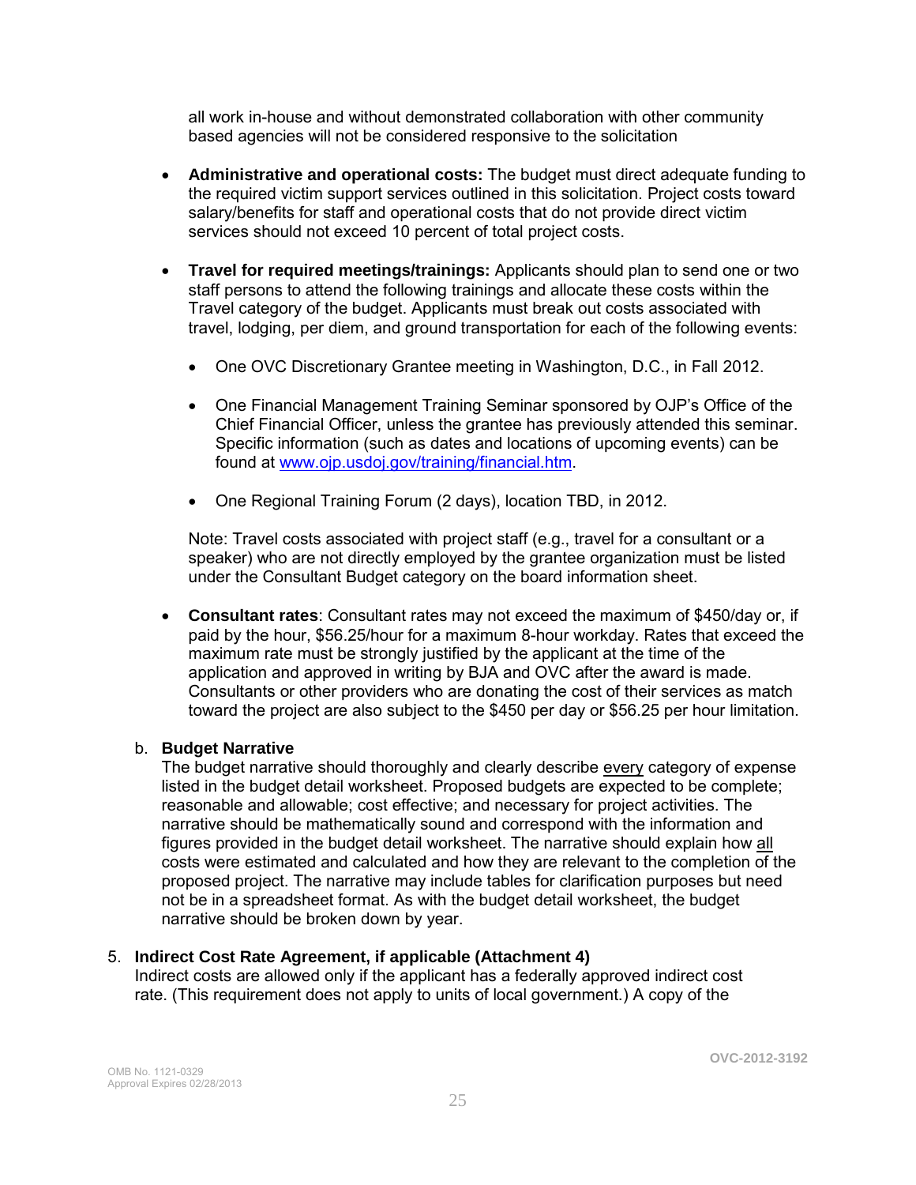all work in-house and without demonstrated collaboration with other community based agencies will not be considered responsive to the solicitation

- **Administrative and operational costs:** The budget must direct adequate funding to the required victim support services outlined in this solicitation. Project costs toward salary/benefits for staff and operational costs that do not provide direct victim services should not exceed 10 percent of total project costs.

- **Travel for required meetings/trainings:** Applicants should plan to send one or two staff persons to attend the following trainings and allocate these costs within the Travel category of the budget. Applicants must break out costs associated with travel, lodging, per diem, and ground transportation for each of the following events:

  - One OVC Discretionary Grantee meeting in Washington, D.C., in Fall 2012.

  - One Financial Management Training Seminar sponsored by OJP's Office of the Chief Financial Officer, unless the grantee has previously attended this seminar. Specific information (such as dates and locations of upcoming events) can be found at [www.ojp.usdoj.gov/training/financial.htm](www.ojp.usdoj.gov/training/financial.htm).

  - One Regional Training Forum (2 days), location TBD, in 2012.

  Note: Travel costs associated with project staff (e.g., travel for a consultant or a speaker) who are not directly employed by the grantee organization must be listed under the Consultant Budget category on the board information sheet.

- **Consultant rates**: Consultant rates may not exceed the maximum of $450/day or, if paid by the hour, $56.25/hour for a maximum 8-hour workday. Rates that exceed the maximum rate must be strongly justified by the applicant at the time of the application and approved in writing by BJA and OVC after the award is made. Consultants or other providers who are donating the cost of their services as match toward the project are also subject to the $450 per day or $56.25 per hour limitation.

b. **Budget Narrative**
The budget narrative should thoroughly and clearly describe <u>every</u> category of expense listed in the budget detail worksheet. Proposed budgets are expected to be complete; reasonable and allowable; cost effective; and necessary for project activities. The narrative should be mathematically sound and correspond with the information and figures provided in the budget detail worksheet. The narrative should explain how <u>all</u> costs were estimated and calculated and how they are relevant to the completion of the proposed project. The narrative may include tables for clarification purposes but need not be in a spreadsheet format. As with the budget detail worksheet, the budget narrative should be broken down by year.

5. **Indirect Cost Rate Agreement, if applicable (Attachment 4)**
Indirect costs are allowed only if the applicant has a federally approved indirect cost rate. (This requirement does not apply to units of local government.) A copy of the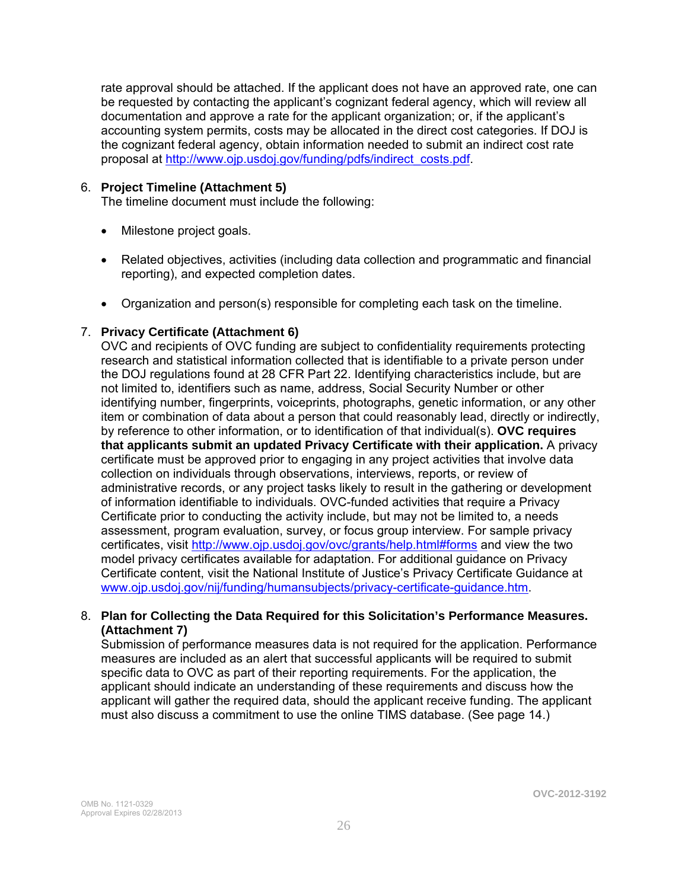rate approval should be attached. If the applicant does not have an approved rate, one can be requested by contacting the applicant's cognizant federal agency, which will review all documentation and approve a rate for the applicant organization; or, if the applicant's accounting system permits, costs may be allocated in the direct cost categories. If DOJ is the cognizant federal agency, obtain information needed to submit an indirect cost rate proposal at http://www.ojp.usdoj.gov/funding/pdfs/indirect_costs.pdf.

6. **Project Timeline (Attachment 5)**
   The timeline document must include the following:

   - Milestone project goals.
   - Related objectives, activities (including data collection and programmatic and financial reporting), and expected completion dates.
   - Organization and person(s) responsible for completing each task on the timeline.

7. **Privacy Certificate (Attachment 6)**
   OVC and recipients of OVC funding are subject to confidentiality requirements protecting research and statistical information collected that is identifiable to a private person under the DOJ regulations found at 28 CFR Part 22. Identifying characteristics include, but are not limited to, identifiers such as name, address, Social Security Number or other identifying number, fingerprints, voiceprints, photographs, genetic information, or any other item or combination of data about a person that could reasonably lead, directly or indirectly, by reference to other information, or to identification of that individual(s). **OVC requires that applicants submit an updated Privacy Certificate with their application.** A privacy certificate must be approved prior to engaging in any project activities that involve data collection on individuals through observations, interviews, reports, or review of administrative records, or any project tasks likely to result in the gathering or development of information identifiable to individuals. OVC-funded activities that require a Privacy Certificate prior to conducting the activity include, but may not be limited to, a needs assessment, program evaluation, survey, or focus group interview. For sample privacy certificates, visit http://www.ojp.usdoj.gov/ovc/grants/help.html#forms and view the two model privacy certificates available for adaptation. For additional guidance on Privacy Certificate content, visit the National Institute of Justice's Privacy Certificate Guidance at www.ojp.usdoj.gov/nij/funding/humansubjects/privacy-certificate-guidance.htm.

8. **Plan for Collecting the Data Required for this Solicitation's Performance Measures. (Attachment 7)**
   Submission of performance measures data is not required for the application. Performance measures are included as an alert that successful applicants will be required to submit specific data to OVC as part of their reporting requirements. For the application, the applicant should indicate an understanding of these requirements and discuss how the applicant will gather the required data, should the applicant receive funding. The applicant must also discuss a commitment to use the online TIMS database. (See page 14.)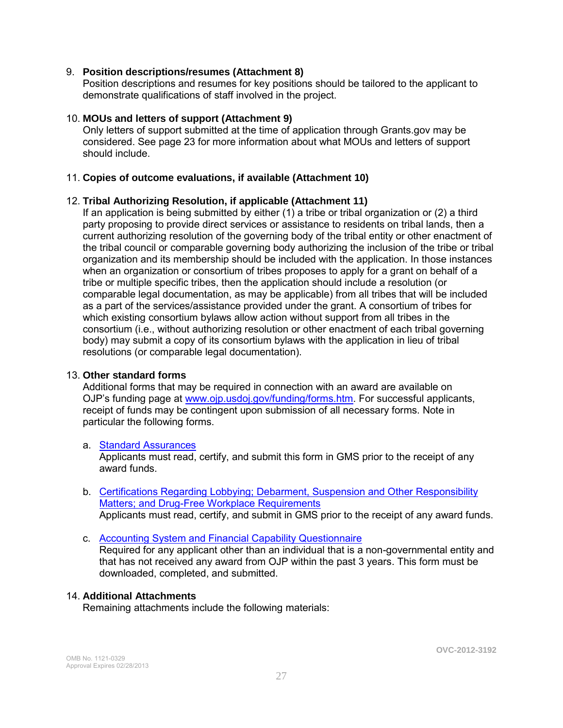9. **Position descriptions/resumes (Attachment 8)**
   Position descriptions and resumes for key positions should be tailored to the applicant to demonstrate qualifications of staff involved in the project.

10. **MOUs and letters of support (Attachment 9)**
    Only letters of support submitted at the time of application through Grants.gov may be considered. See page 23 for more information about what MOUs and letters of support should include.

11. **Copies of outcome evaluations, if available (Attachment 10)**

12. **Tribal Authorizing Resolution, if applicable (Attachment 11)**
    If an application is being submitted by either (1) a tribe or tribal organization or (2) a third party proposing to provide direct services or assistance to residents on tribal lands, then a current authorizing resolution of the governing body of the tribal entity or other enactment of the tribal council or comparable governing body authorizing the inclusion of the tribe or tribal organization and its membership should be included with the application. In those instances when an organization or consortium of tribes proposes to apply for a grant on behalf of a tribe or multiple specific tribes, then the application should include a resolution (or comparable legal documentation, as may be applicable) from all tribes that will be included as a part of the services/assistance provided under the grant. A consortium of tribes for which existing consortium bylaws allow action without support from all tribes in the consortium (i.e., without authorizing resolution or other enactment of each tribal governing body) may submit a copy of its consortium bylaws with the application in lieu of tribal resolutions (or comparable legal documentation).

13. **Other standard forms**
    Additional forms that may be required in connection with an award are available on OJP's funding page at www.ojp.usdoj.gov/funding/forms.htm. For successful applicants, receipt of funds may be contingent upon submission of all necessary forms. Note in particular the following forms.

    a. Standard Assurances
       Applicants must read, certify, and submit this form in GMS prior to the receipt of any award funds.

    b. Certifications Regarding Lobbying; Debarment, Suspension and Other Responsibility Matters; and Drug-Free Workplace Requirements
       Applicants must read, certify, and submit in GMS prior to the receipt of any award funds.

    c. Accounting System and Financial Capability Questionnaire
       Required for any applicant other than an individual that is a non-governmental entity and that has not received any award from OJP within the past 3 years. This form must be downloaded, completed, and submitted.

14. **Additional Attachments**
    Remaining attachments include the following materials: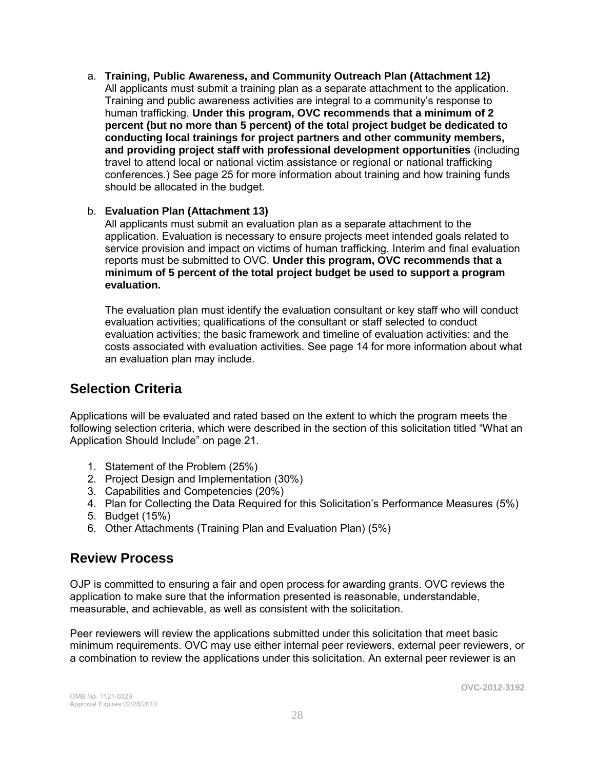a. **Training, Public Awareness, and Community Outreach Plan (Attachment 12)**
   All applicants must submit a training plan as a separate attachment to the application. Training and public awareness activities are integral to a community's response to human trafficking. **Under this program, OVC recommends that a minimum of 2 percent (but no more than 5 percent) of the total project budget be dedicated to conducting local trainings for project partners and other community members, and providing project staff with professional development opportunities** (including travel to attend local or national victim assistance or regional or national trafficking conferences.) See page 25 for more information about training and how training funds should be allocated in the budget.

b. **Evaluation Plan (Attachment 13)**
   All applicants must submit an evaluation plan as a separate attachment to the application. Evaluation is necessary to ensure projects meet intended goals related to service provision and impact on victims of human trafficking. Interim and final evaluation reports must be submitted to OVC. **Under this program, OVC recommends that a minimum of 5 percent of the total project budget be used to support a program evaluation.**

   The evaluation plan must identify the evaluation consultant or key staff who will conduct evaluation activities; qualifications of the consultant or staff selected to conduct evaluation activities; the basic framework and timeline of evaluation activities: and the costs associated with evaluation activities. See page 14 for more information about what an evaluation plan may include.

## Selection Criteria

Applications will be evaluated and rated based on the extent to which the program meets the following selection criteria, which were described in the section of this solicitation titled "What an Application Should Include" on page 21.

1. Statement of the Problem (25%)
2. Project Design and Implementation (30%)
3. Capabilities and Competencies (20%)
4. Plan for Collecting the Data Required for this Solicitation's Performance Measures (5%)
5. Budget (15%)
6. Other Attachments (Training Plan and Evaluation Plan) (5%)

## Review Process

OJP is committed to ensuring a fair and open process for awarding grants. OVC reviews the application to make sure that the information presented is reasonable, understandable, measurable, and achievable, as well as consistent with the solicitation.

Peer reviewers will review the applications submitted under this solicitation that meet basic minimum requirements. OVC may use either internal peer reviewers, external peer reviewers, or a combination to review the applications under this solicitation. An external peer reviewer is an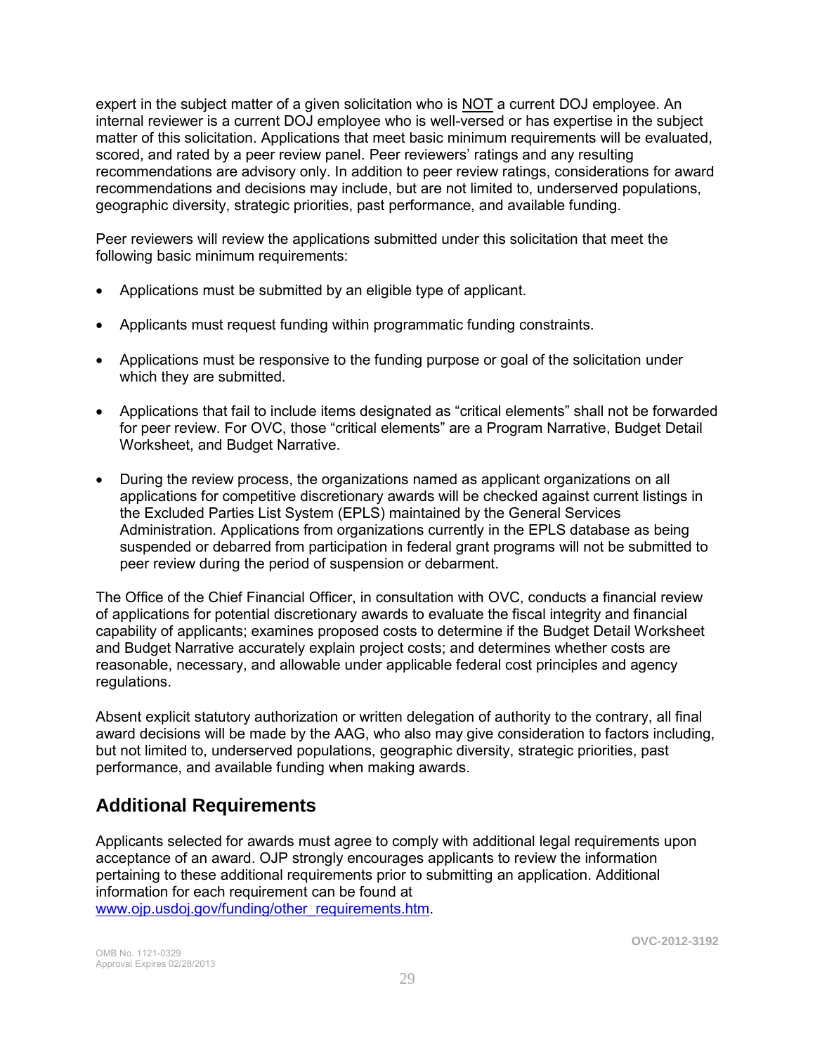expert in the subject matter of a given solicitation who is NOT a current DOJ employee. An internal reviewer is a current DOJ employee who is well-versed or has expertise in the subject matter of this solicitation. Applications that meet basic minimum requirements will be evaluated, scored, and rated by a peer review panel. Peer reviewers' ratings and any resulting recommendations are advisory only. In addition to peer review ratings, considerations for award recommendations and decisions may include, but are not limited to, underserved populations, geographic diversity, strategic priorities, past performance, and available funding.

Peer reviewers will review the applications submitted under this solicitation that meet the following basic minimum requirements:

- Applications must be submitted by an eligible type of applicant.
- Applicants must request funding within programmatic funding constraints.
- Applications must be responsive to the funding purpose or goal of the solicitation under which they are submitted.
- Applications that fail to include items designated as "critical elements" shall not be forwarded for peer review. For OVC, those "critical elements" are a Program Narrative, Budget Detail Worksheet, and Budget Narrative.
- During the review process, the organizations named as applicant organizations on all applications for competitive discretionary awards will be checked against current listings in the Excluded Parties List System (EPLS) maintained by the General Services Administration. Applications from organizations currently in the EPLS database as being suspended or debarred from participation in federal grant programs will not be submitted to peer review during the period of suspension or debarment.

The Office of the Chief Financial Officer, in consultation with OVC, conducts a financial review of applications for potential discretionary awards to evaluate the fiscal integrity and financial capability of applicants; examines proposed costs to determine if the Budget Detail Worksheet and Budget Narrative accurately explain project costs; and determines whether costs are reasonable, necessary, and allowable under applicable federal cost principles and agency regulations.

Absent explicit statutory authorization or written delegation of authority to the contrary, all final award decisions will be made by the AAG, who also may give consideration to factors including, but not limited to, underserved populations, geographic diversity, strategic priorities, past performance, and available funding when making awards.

## Additional Requirements

Applicants selected for awards must agree to comply with additional legal requirements upon acceptance of an award. OJP strongly encourages applicants to review the information pertaining to these additional requirements prior to submitting an application. Additional information for each requirement can be found at www.ojp.usdoj.gov/funding/other_requirements.htm.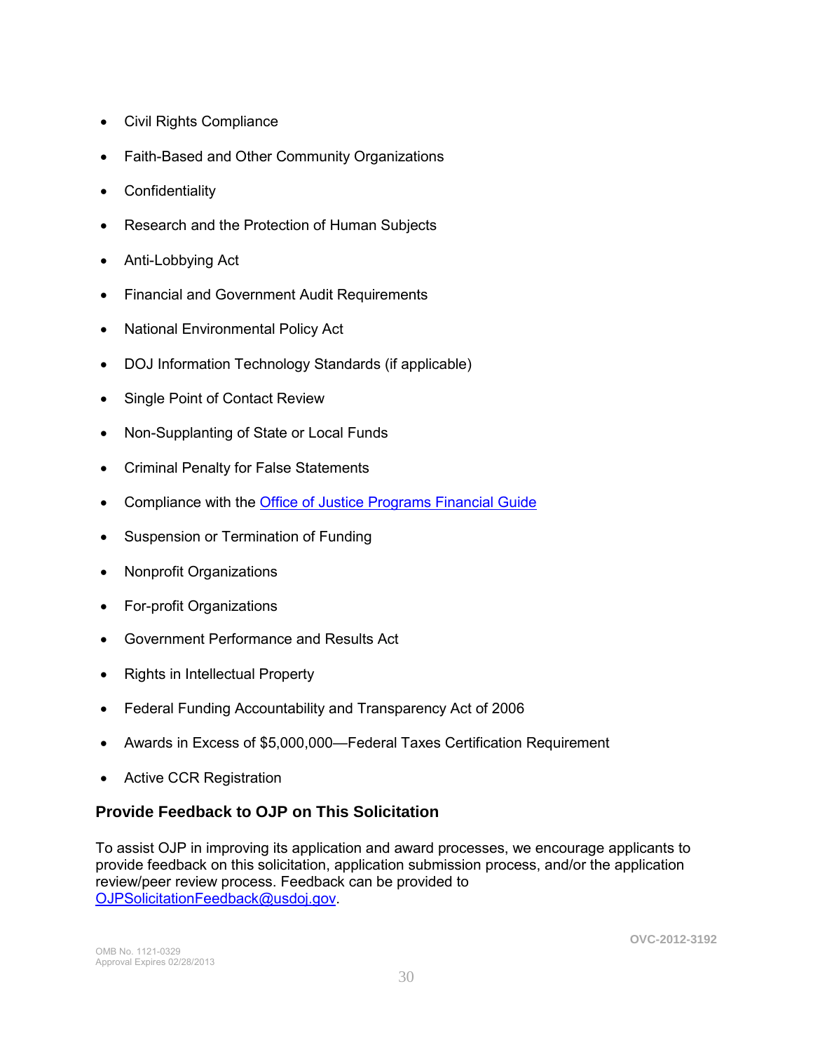- Civil Rights Compliance
- Faith-Based and Other Community Organizations
- Confidentiality
- Research and the Protection of Human Subjects
- Anti-Lobbying Act
- Financial and Government Audit Requirements
- National Environmental Policy Act
- DOJ Information Technology Standards (if applicable)
- Single Point of Contact Review
- Non-Supplanting of State or Local Funds
- Criminal Penalty for False Statements
- Compliance with the Office of Justice Programs Financial Guide
- Suspension or Termination of Funding
- Nonprofit Organizations
- For-profit Organizations
- Government Performance and Results Act
- Rights in Intellectual Property
- Federal Funding Accountability and Transparency Act of 2006
- Awards in Excess of $5,000,000—Federal Taxes Certification Requirement
- Active CCR Registration

**Provide Feedback to OJP on This Solicitation**

To assist OJP in improving its application and award processes, we encourage applicants to provide feedback on this solicitation, application submission process, and/or the application review/peer review process. Feedback can be provided to OJPSolicitationFeedback@usdoj.gov.

OVC-2012-3192

OMB No. 1121-0329
Approval Expires 02/28/2013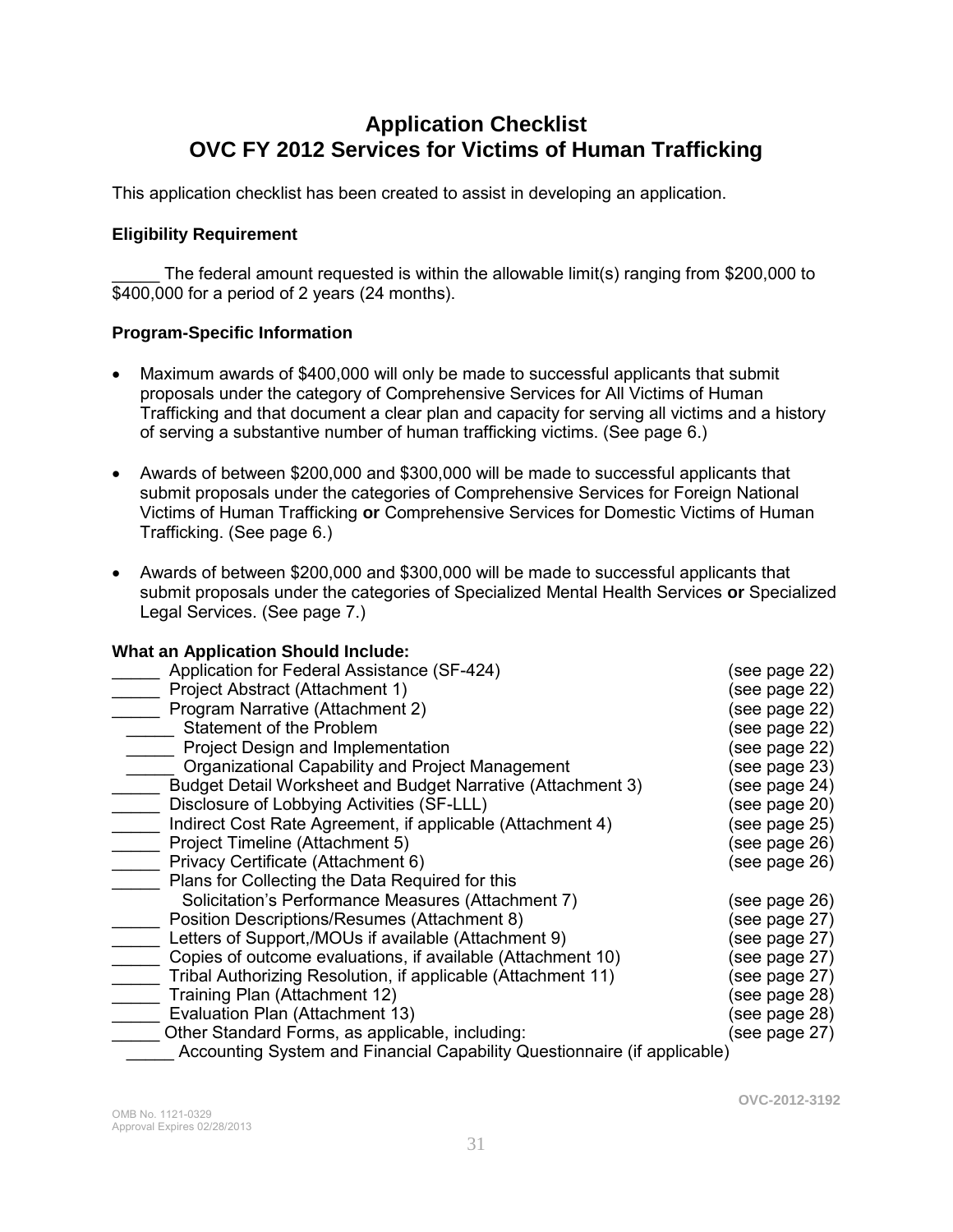# Application Checklist
# OVC FY 2012 Services for Victims of Human Trafficking

This application checklist has been created to assist in developing an application.

### Eligibility Requirement

_____ The federal amount requested is within the allowable limit(s) ranging from $200,000 to $400,000 for a period of 2 years (24 months).

### Program-Specific Information

- Maximum awards of $400,000 will only be made to successful applicants that submit proposals under the category of Comprehensive Services for All Victims of Human Trafficking and that document a clear plan and capacity for serving all victims and a history of serving a substantive number of human trafficking victims. (See page 6.)
- Awards of between $200,000 and $300,000 will be made to successful applicants that submit proposals under the categories of Comprehensive Services for Foreign National Victims of Human Trafficking **or** Comprehensive Services for Domestic Victims of Human Trafficking. (See page 6.)
- Awards of between $200,000 and $300,000 will be made to successful applicants that submit proposals under the categories of Specialized Mental Health Services **or** Specialized Legal Services. (See page 7.)

**What an Application Should Include:**

_____ Application for Federal Assistance (SF-424) (see page 22)
_____ Project Abstract (Attachment 1) (see page 22)
_____ Program Narrative (Attachment 2) (see page 22)
  _____ Statement of the Problem (see page 22)
  _____ Project Design and Implementation (see page 22)
  _____ Organizational Capability and Project Management (see page 23)
_____ Budget Detail Worksheet and Budget Narrative (Attachment 3) (see page 24)
_____ Disclosure of Lobbying Activities (SF-LLL) (see page 20)
_____ Indirect Cost Rate Agreement, if applicable (Attachment 4) (see page 25)
_____ Project Timeline (Attachment 5) (see page 26)
_____ Privacy Certificate (Attachment 6) (see page 26)
_____ Plans for Collecting the Data Required for this Solicitation's Performance Measures (Attachment 7) (see page 26)
_____ Position Descriptions/Resumes (Attachment 8) (see page 27)
_____ Letters of Support,/MOUs if available (Attachment 9) (see page 27)
_____ Copies of outcome evaluations, if available (Attachment 10) (see page 27)
_____ Tribal Authorizing Resolution, if applicable (Attachment 11) (see page 27)
_____ Training Plan (Attachment 12) (see page 28)
_____ Evaluation Plan (Attachment 13) (see page 28)
_____ Other Standard Forms, as applicable, including: (see page 27)
  _____ Accounting System and Financial Capability Questionnaire (if applicable)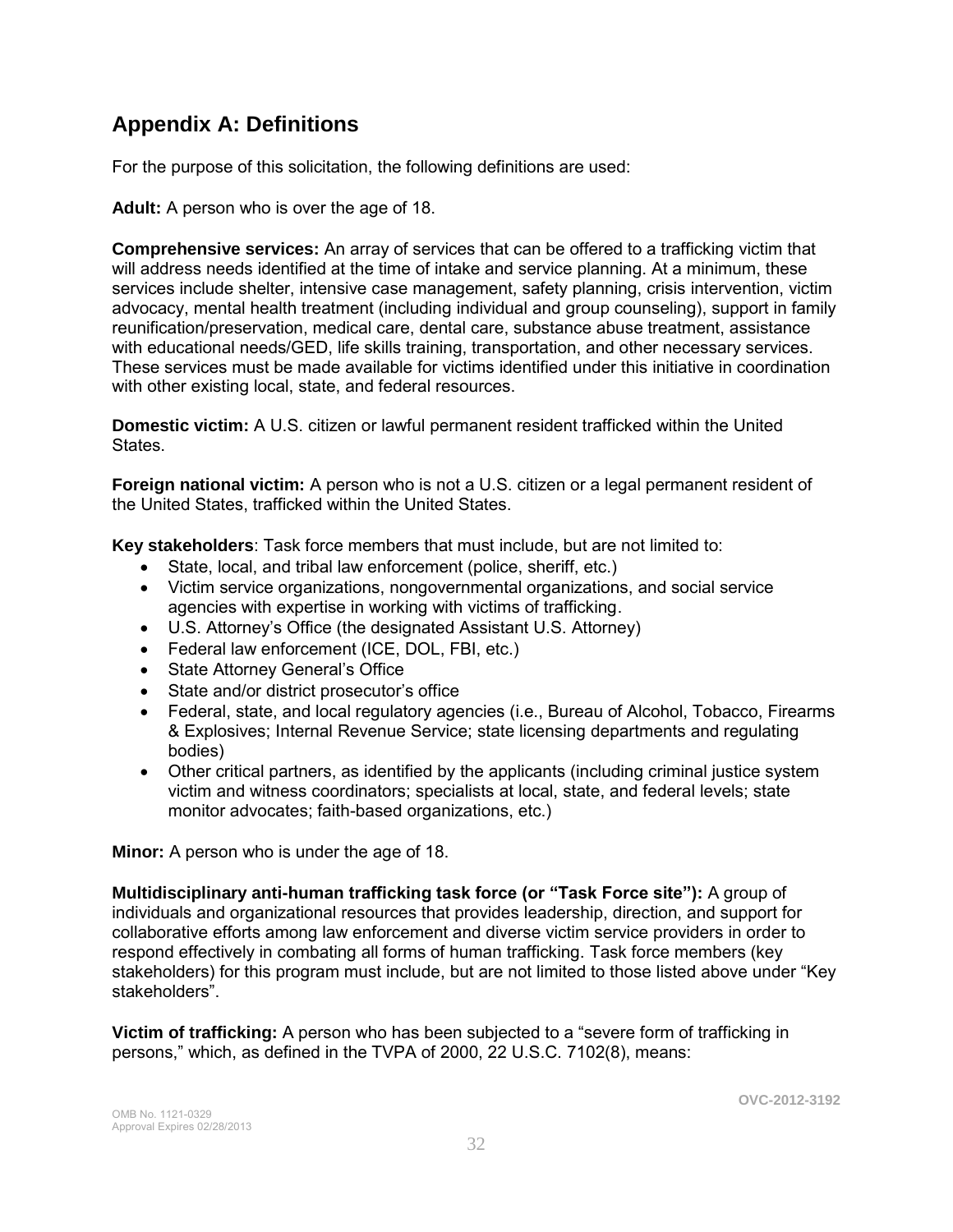## Appendix A: Definitions

For the purpose of this solicitation, the following definitions are used:

**Adult:** A person who is over the age of 18.

**Comprehensive services:** An array of services that can be offered to a trafficking victim that will address needs identified at the time of intake and service planning. At a minimum, these services include shelter, intensive case management, safety planning, crisis intervention, victim advocacy, mental health treatment (including individual and group counseling), support in family reunification/preservation, medical care, dental care, substance abuse treatment, assistance with educational needs/GED, life skills training, transportation, and other necessary services. These services must be made available for victims identified under this initiative in coordination with other existing local, state, and federal resources.

**Domestic victim:** A U.S. citizen or lawful permanent resident trafficked within the United States.

**Foreign national victim:** A person who is not a U.S. citizen or a legal permanent resident of the United States, trafficked within the United States.

**Key stakeholders**: Task force members that must include, but are not limited to:

- State, local, and tribal law enforcement (police, sheriff, etc.)
- Victim service organizations, nongovernmental organizations, and social service agencies with expertise in working with victims of trafficking.
- U.S. Attorney's Office (the designated Assistant U.S. Attorney)
- Federal law enforcement (ICE, DOL, FBI, etc.)
- State Attorney General's Office
- State and/or district prosecutor's office
- Federal, state, and local regulatory agencies (i.e., Bureau of Alcohol, Tobacco, Firearms & Explosives; Internal Revenue Service; state licensing departments and regulating bodies)
- Other critical partners, as identified by the applicants (including criminal justice system victim and witness coordinators; specialists at local, state, and federal levels; state monitor advocates; faith-based organizations, etc.)

**Minor:** A person who is under the age of 18.

**Multidisciplinary anti-human trafficking task force (or "Task Force site"):** A group of individuals and organizational resources that provides leadership, direction, and support for collaborative efforts among law enforcement and diverse victim service providers in order to respond effectively in combating all forms of human trafficking. Task force members (key stakeholders) for this program must include, but are not limited to those listed above under "Key stakeholders".

**Victim of trafficking:** A person who has been subjected to a "severe form of trafficking in persons," which, as defined in the TVPA of 2000, 22 U.S.C. 7102(8), means: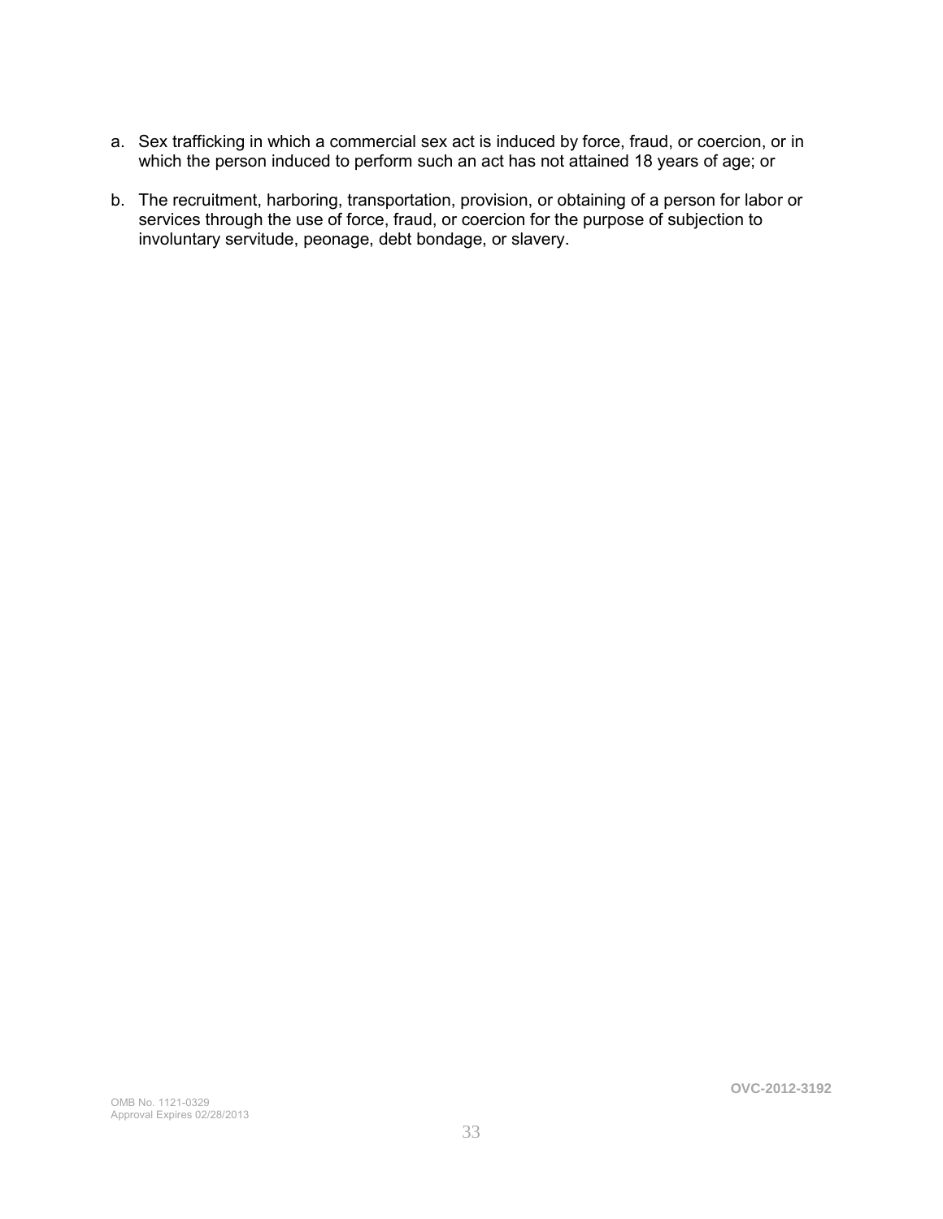a. Sex trafficking in which a commercial sex act is induced by force, fraud, or coercion, or in which the person induced to perform such an act has not attained 18 years of age; or

b. The recruitment, harboring, transportation, provision, or obtaining of a person for labor or services through the use of force, fraud, or coercion for the purpose of subjection to involuntary servitude, peonage, debt bondage, or slavery.